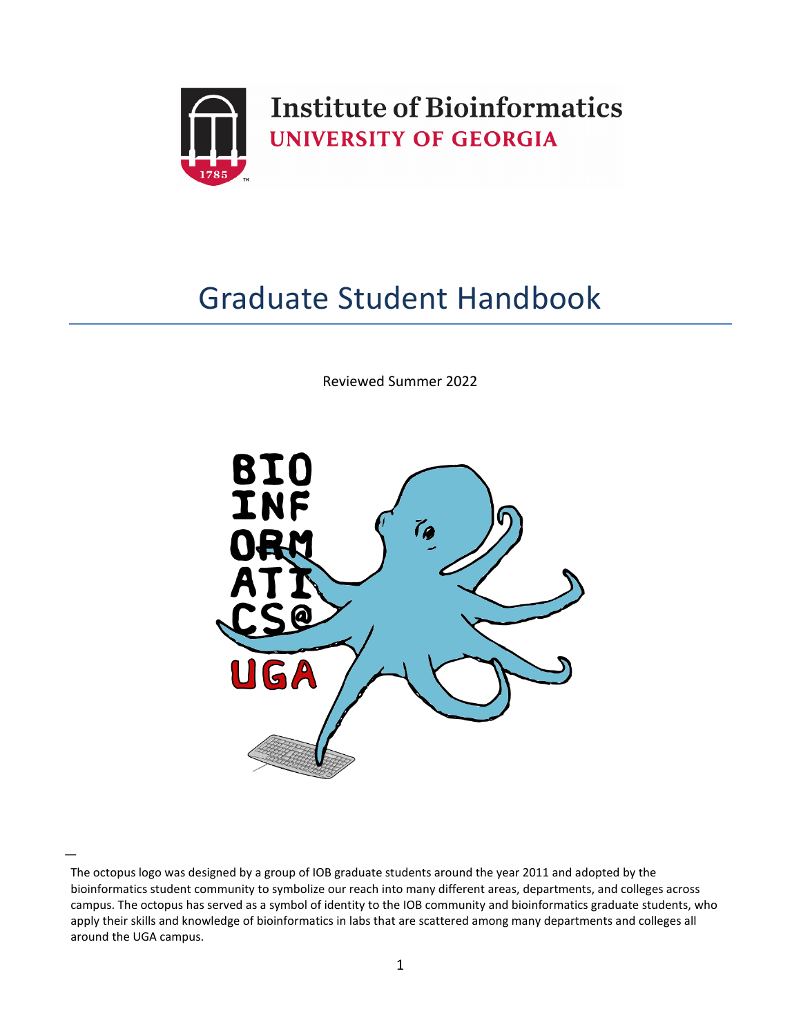**Institute of Bioinformatics**
**UNIVERSITY OF GEORGIA**

# Graduate Student Handbook

Reviewed Summer 2022

—

The octopus logo was designed by a group of IOB graduate students around the year 2011 and adopted by the bioinformatics student community to symbolize our reach into many different areas, departments, and colleges across campus. The octopus has served as a symbol of identity to the IOB community and bioinformatics graduate students, who apply their skills and knowledge of bioinformatics in labs that are scattered among many departments and colleges all around the UGA campus.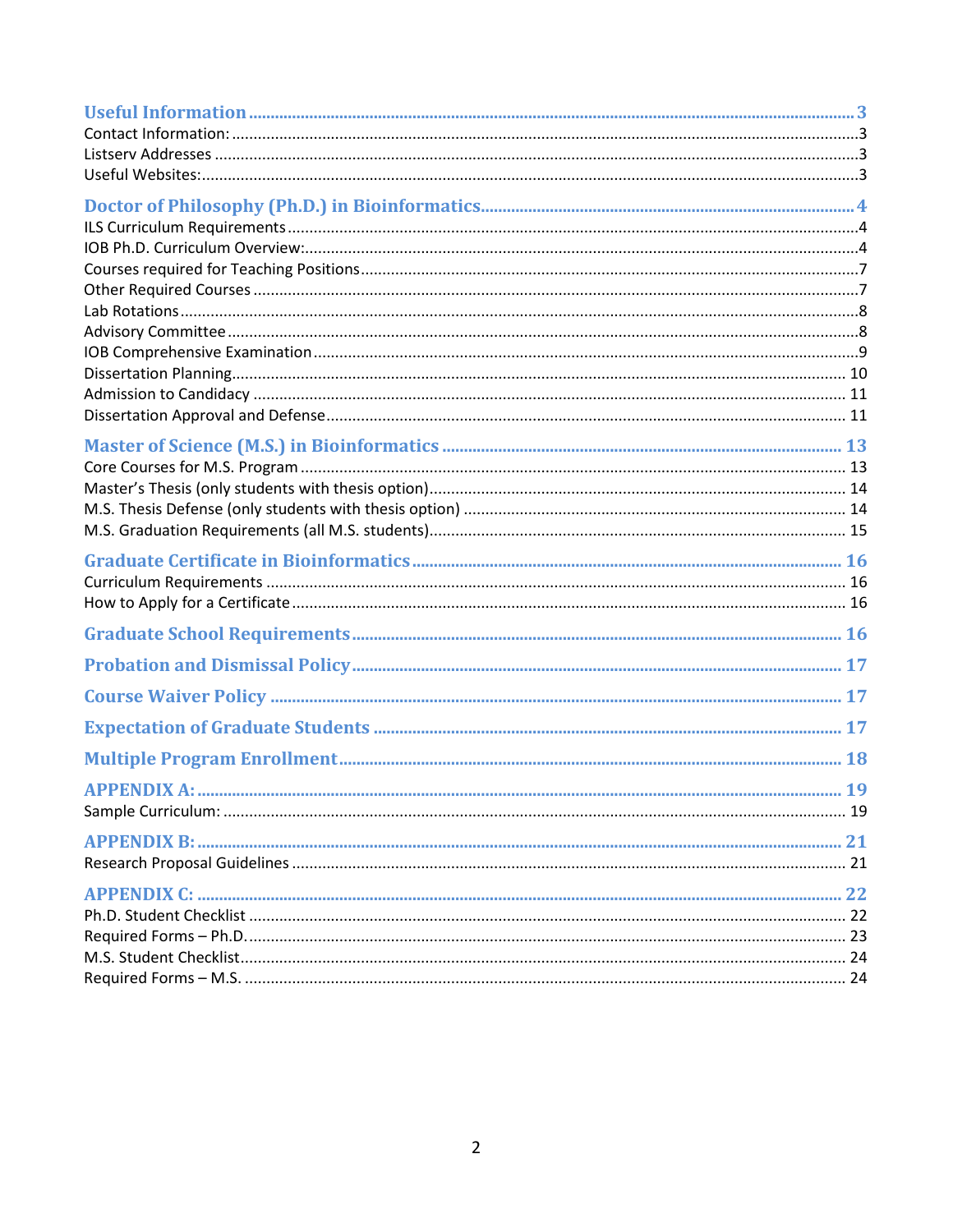Useful Information .......... 3
Contact Information: .......... 3
Listserv Addresses .......... 3
Useful Websites: .......... 3

Doctor of Philosophy (Ph.D.) in Bioinformatics .......... 4
ILS Curriculum Requirements .......... 4
IOB Ph.D. Curriculum Overview: .......... 4
Courses required for Teaching Positions .......... 7
Other Required Courses .......... 7
Lab Rotations .......... 8
Advisory Committee .......... 8
IOB Comprehensive Examination .......... 9
Dissertation Planning .......... 10
Admission to Candidacy .......... 11
Dissertation Approval and Defense .......... 11

Master of Science (M.S.) in Bioinformatics .......... 13
Core Courses for M.S. Program .......... 13
Master's Thesis (only students with thesis option) .......... 14
M.S. Thesis Defense (only students with thesis option) .......... 14
M.S. Graduation Requirements (all M.S. students) .......... 15

Graduate Certificate in Bioinformatics .......... 16
Curriculum Requirements .......... 16
How to Apply for a Certificate .......... 16

Graduate School Requirements .......... 16

Probation and Dismissal Policy .......... 17

Course Waiver Policy .......... 17

Expectation of Graduate Students .......... 17

Multiple Program Enrollment .......... 18

APPENDIX A: .......... 19
Sample Curriculum: .......... 19

APPENDIX B: .......... 21
Research Proposal Guidelines .......... 21

APPENDIX C: .......... 22
Ph.D. Student Checklist .......... 22
Required Forms – Ph.D. .......... 23
M.S. Student Checklist .......... 24
Required Forms – M.S. .......... 24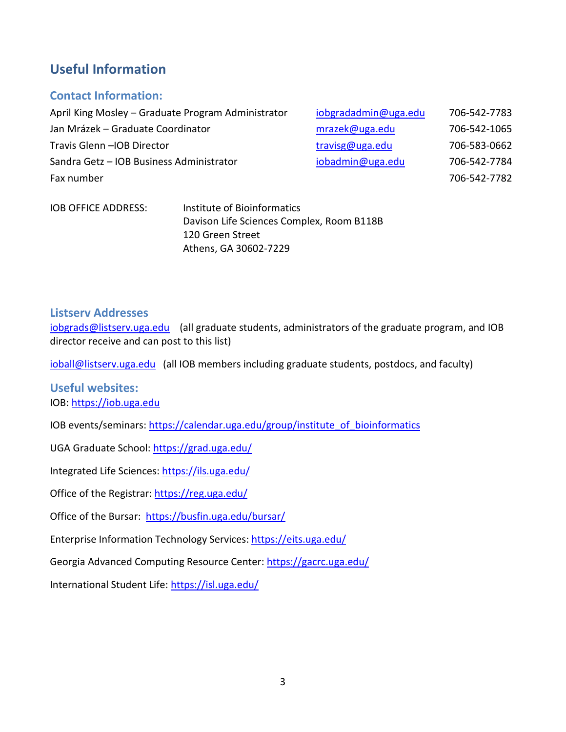## Useful Information

### Contact Information:

| | | |
|---|---|---|
| April King Mosley – Graduate Program Administrator | iobgradadmin@uga.edu | 706-542-7783 |
| Jan Mrázek – Graduate Coordinator | mrazek@uga.edu | 706-542-1065 |
| Travis Glenn –IOB Director | travisg@uga.edu | 706-583-0662 |
| Sandra Getz – IOB Business Administrator | iobadmin@uga.edu | 706-542-7784 |
| Fax number | | 706-542-7782 |

IOB OFFICE ADDRESS:
Institute of Bioinformatics
Davison Life Sciences Complex, Room B118B
120 Green Street
Athens, GA 30602-7229

### Listserv Addresses

iobgrads@listserv.uga.edu (all graduate students, administrators of the graduate program, and IOB director receive and can post to this list)

ioball@listserv.uga.edu (all IOB members including graduate students, postdocs, and faculty)

### Useful websites:

IOB: https://iob.uga.edu

IOB events/seminars: https://calendar.uga.edu/group/institute_of_bioinformatics

UGA Graduate School: https://grad.uga.edu/

Integrated Life Sciences: https://ils.uga.edu/

Office of the Registrar: https://reg.uga.edu/

Office of the Bursar: https://busfin.uga.edu/bursar/

Enterprise Information Technology Services: https://eits.uga.edu/

Georgia Advanced Computing Resource Center: https://gacrc.uga.edu/

International Student Life: https://isl.uga.edu/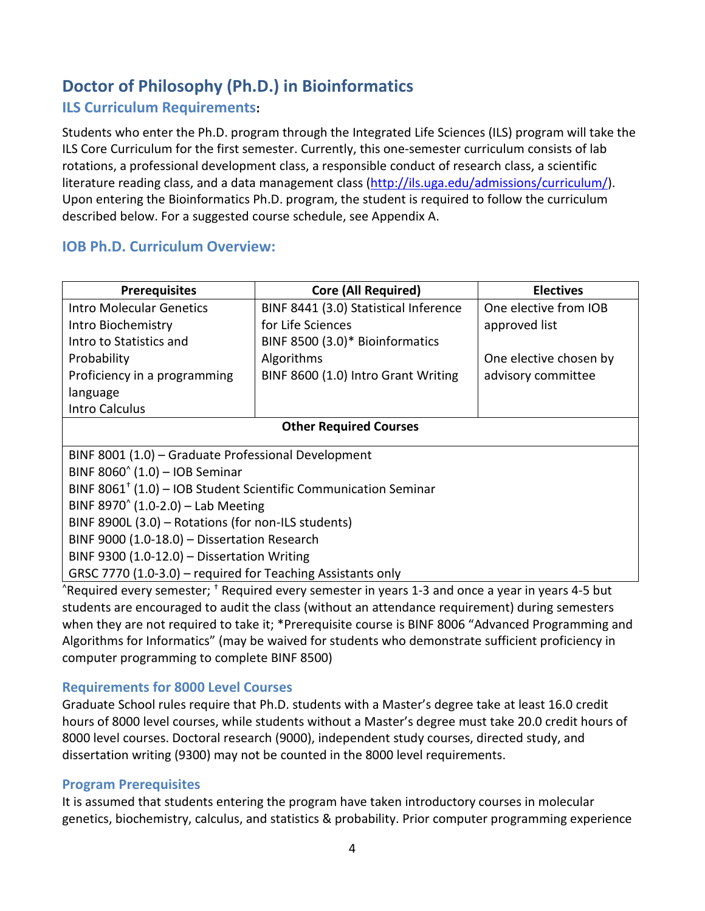## Doctor of Philosophy (Ph.D.) in Bioinformatics

### ILS Curriculum Requirements:

Students who enter the Ph.D. program through the Integrated Life Sciences (ILS) program will take the ILS Core Curriculum for the first semester. Currently, this one-semester curriculum consists of lab rotations, a professional development class, a responsible conduct of research class, a scientific literature reading class, and a data management class (http://ils.uga.edu/admissions/curriculum/). Upon entering the Bioinformatics Ph.D. program, the student is required to follow the curriculum described below. For a suggested course schedule, see Appendix A.

### IOB Ph.D. Curriculum Overview:

| Prerequisites | Core (All Required) | Electives |
|---|---|---|
| Intro Molecular Genetics<br>Intro Biochemistry<br>Intro to Statistics and Probability<br>Proficiency in a programming language<br>Intro Calculus | BINF 8441 (3.0) Statistical Inference for Life Sciences<br>BINF 8500 (3.0)* Bioinformatics Algorithms<br>BINF 8600 (1.0) Intro Grant Writing | One elective from IOB approved list<br><br>One elective chosen by advisory committee |
| **Other Required Courses** | | |
| BINF 8001 (1.0) – Graduate Professional Development<br>BINF 8060^ (1.0) – IOB Seminar<br>BINF 8061† (1.0) – IOB Student Scientific Communication Seminar<br>BINF 8970^ (1.0-2.0) – Lab Meeting<br>BINF 8900L (3.0) – Rotations (for non-ILS students)<br>BINF 9000 (1.0-18.0) – Dissertation Research<br>BINF 9300 (1.0-12.0) – Dissertation Writing<br>GRSC 7770 (1.0-3.0) – required for Teaching Assistants only | | |

^Required every semester; † Required every semester in years 1-3 and once a year in years 4-5 but students are encouraged to audit the class (without an attendance requirement) during semesters when they are not required to take it; *Prerequisite course is BINF 8006 "Advanced Programming and Algorithms for Informatics" (may be waived for students who demonstrate sufficient proficiency in computer programming to complete BINF 8500)

### Requirements for 8000 Level Courses

Graduate School rules require that Ph.D. students with a Master's degree take at least 16.0 credit hours of 8000 level courses, while students without a Master's degree must take 20.0 credit hours of 8000 level courses. Doctoral research (9000), independent study courses, directed study, and dissertation writing (9300) may not be counted in the 8000 level requirements.

### Program Prerequisites

It is assumed that students entering the program have taken introductory courses in molecular genetics, biochemistry, calculus, and statistics & probability. Prior computer programming experience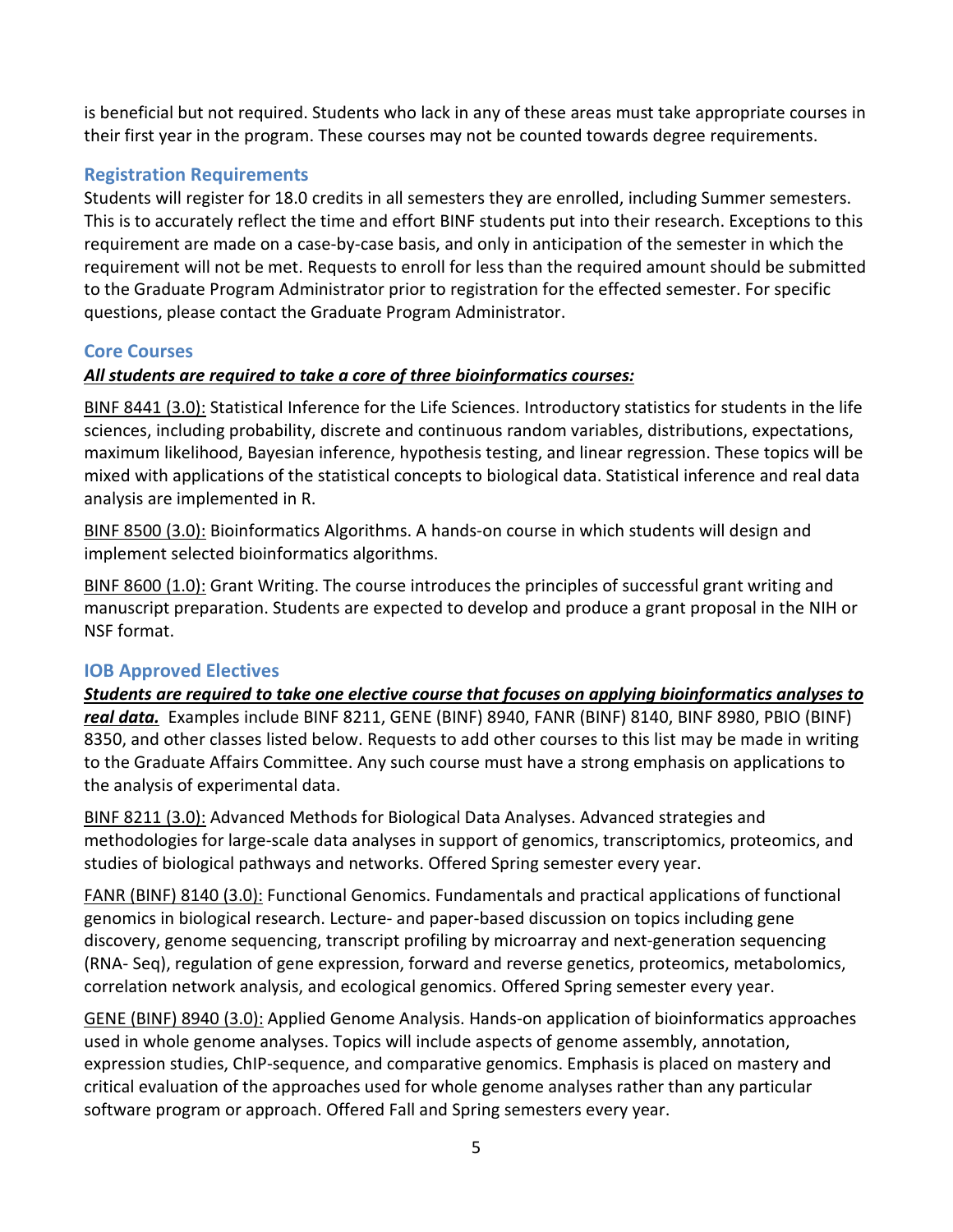is beneficial but not required. Students who lack in any of these areas must take appropriate courses in their first year in the program. These courses may not be counted towards degree requirements.

### Registration Requirements

Students will register for 18.0 credits in all semesters they are enrolled, including Summer semesters. This is to accurately reflect the time and effort BINF students put into their research. Exceptions to this requirement are made on a case-by-case basis, and only in anticipation of the semester in which the requirement will not be met. Requests to enroll for less than the required amount should be submitted to the Graduate Program Administrator prior to registration for the effected semester. For specific questions, please contact the Graduate Program Administrator.

### Core Courses

***All students are required to take a core of three bioinformatics courses:***

BINF 8441 (3.0): Statistical Inference for the Life Sciences. Introductory statistics for students in the life sciences, including probability, discrete and continuous random variables, distributions, expectations, maximum likelihood, Bayesian inference, hypothesis testing, and linear regression. These topics will be mixed with applications of the statistical concepts to biological data. Statistical inference and real data analysis are implemented in R.

BINF 8500 (3.0): Bioinformatics Algorithms. A hands-on course in which students will design and implement selected bioinformatics algorithms.

BINF 8600 (1.0): Grant Writing. The course introduces the principles of successful grant writing and manuscript preparation. Students are expected to develop and produce a grant proposal in the NIH or NSF format.

### IOB Approved Electives

***Students are required to take one elective course that focuses on applying bioinformatics analyses to real data.*** Examples include BINF 8211, GENE (BINF) 8940, FANR (BINF) 8140, BINF 8980, PBIO (BINF) 8350, and other classes listed below. Requests to add other courses to this list may be made in writing to the Graduate Affairs Committee. Any such course must have a strong emphasis on applications to the analysis of experimental data.

BINF 8211 (3.0): Advanced Methods for Biological Data Analyses. Advanced strategies and methodologies for large-scale data analyses in support of genomics, transcriptomics, proteomics, and studies of biological pathways and networks. Offered Spring semester every year.

FANR (BINF) 8140 (3.0): Functional Genomics. Fundamentals and practical applications of functional genomics in biological research. Lecture- and paper-based discussion on topics including gene discovery, genome sequencing, transcript profiling by microarray and next-generation sequencing (RNA- Seq), regulation of gene expression, forward and reverse genetics, proteomics, metabolomics, correlation network analysis, and ecological genomics. Offered Spring semester every year.

GENE (BINF) 8940 (3.0): Applied Genome Analysis. Hands-on application of bioinformatics approaches used in whole genome analyses. Topics will include aspects of genome assembly, annotation, expression studies, ChIP-sequence, and comparative genomics. Emphasis is placed on mastery and critical evaluation of the approaches used for whole genome analyses rather than any particular software program or approach. Offered Fall and Spring semesters every year.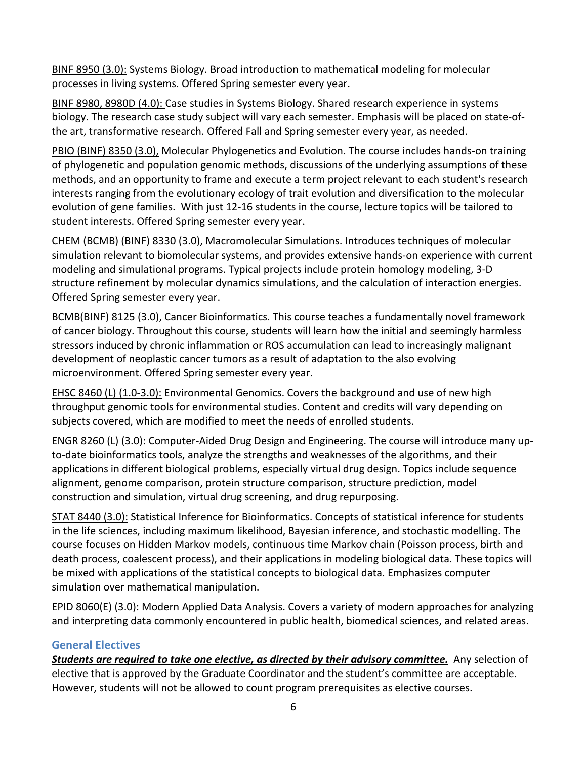<u>BINF 8950 (3.0):</u> Systems Biology. Broad introduction to mathematical modeling for molecular processes in living systems. Offered Spring semester every year.

<u>BINF 8980, 8980D (4.0):</u> Case studies in Systems Biology. Shared research experience in systems biology. The research case study subject will vary each semester. Emphasis will be placed on state-of-the art, transformative research. Offered Fall and Spring semester every year, as needed.

<u>PBIO (BINF) 8350 (3.0),</u> Molecular Phylogenetics and Evolution. The course includes hands-on training of phylogenetic and population genomic methods, discussions of the underlying assumptions of these methods, and an opportunity to frame and execute a term project relevant to each student's research interests ranging from the evolutionary ecology of trait evolution and diversification to the molecular evolution of gene families. With just 12-16 students in the course, lecture topics will be tailored to student interests. Offered Spring semester every year.

CHEM (BCMB) (BINF) 8330 (3.0), Macromolecular Simulations. Introduces techniques of molecular simulation relevant to biomolecular systems, and provides extensive hands-on experience with current modeling and simulational programs. Typical projects include protein homology modeling, 3-D structure refinement by molecular dynamics simulations, and the calculation of interaction energies. Offered Spring semester every year.

BCMB(BINF) 8125 (3.0), Cancer Bioinformatics. This course teaches a fundamentally novel framework of cancer biology. Throughout this course, students will learn how the initial and seemingly harmless stressors induced by chronic inflammation or ROS accumulation can lead to increasingly malignant development of neoplastic cancer tumors as a result of adaptation to the also evolving microenvironment. Offered Spring semester every year.

<u>EHSC 8460 (L) (1.0-3.0):</u> Environmental Genomics. Covers the background and use of new high throughput genomic tools for environmental studies. Content and credits will vary depending on subjects covered, which are modified to meet the needs of enrolled students.

<u>ENGR 8260 (L) (3.0):</u> Computer-Aided Drug Design and Engineering. The course will introduce many up-to-date bioinformatics tools, analyze the strengths and weaknesses of the algorithms, and their applications in different biological problems, especially virtual drug design. Topics include sequence alignment, genome comparison, protein structure comparison, structure prediction, model construction and simulation, virtual drug screening, and drug repurposing.

<u>STAT 8440 (3.0):</u> Statistical Inference for Bioinformatics. Concepts of statistical inference for students in the life sciences, including maximum likelihood, Bayesian inference, and stochastic modelling. The course focuses on Hidden Markov models, continuous time Markov chain (Poisson process, birth and death process, coalescent process), and their applications in modeling biological data. These topics will be mixed with applications of the statistical concepts to biological data. Emphasizes computer simulation over mathematical manipulation.

<u>EPID 8060(E) (3.0):</u> Modern Applied Data Analysis. Covers a variety of modern approaches for analyzing and interpreting data commonly encountered in public health, biomedical sciences, and related areas.

### General Electives

***<u>Students are required to take one elective, as directed by their advisory committee.</u>*** Any selection of elective that is approved by the Graduate Coordinator and the student's committee are acceptable. However, students will not be allowed to count program prerequisites as elective courses.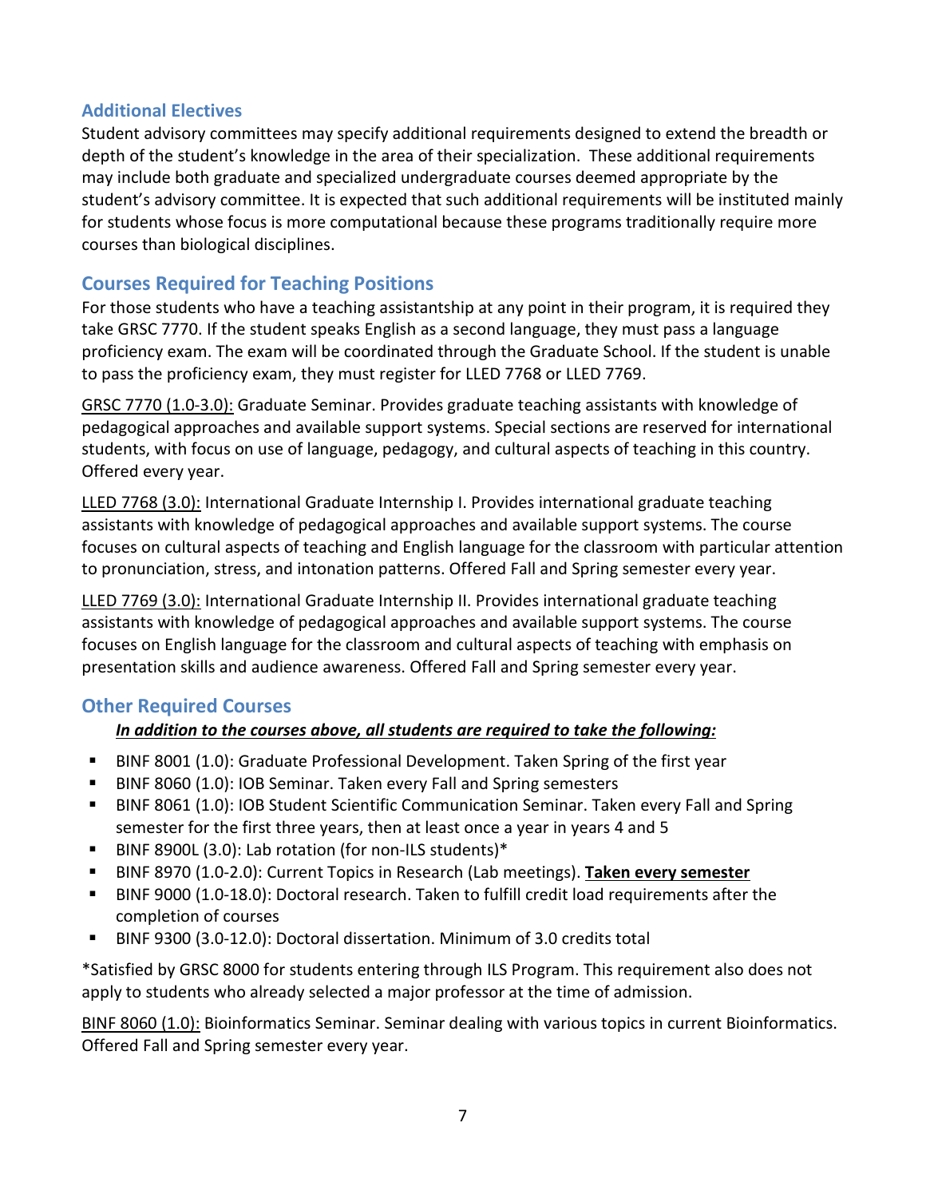## Additional Electives

Student advisory committees may specify additional requirements designed to extend the breadth or depth of the student's knowledge in the area of their specialization. These additional requirements may include both graduate and specialized undergraduate courses deemed appropriate by the student's advisory committee. It is expected that such additional requirements will be instituted mainly for students whose focus is more computational because these programs traditionally require more courses than biological disciplines.

## Courses Required for Teaching Positions

For those students who have a teaching assistantship at any point in their program, it is required they take GRSC 7770. If the student speaks English as a second language, they must pass a language proficiency exam. The exam will be coordinated through the Graduate School. If the student is unable to pass the proficiency exam, they must register for LLED 7768 or LLED 7769.

<u>GRSC 7770 (1.0-3.0):</u> Graduate Seminar. Provides graduate teaching assistants with knowledge of pedagogical approaches and available support systems. Special sections are reserved for international students, with focus on use of language, pedagogy, and cultural aspects of teaching in this country. Offered every year.

<u>LLED 7768 (3.0):</u> International Graduate Internship I. Provides international graduate teaching assistants with knowledge of pedagogical approaches and available support systems. The course focuses on cultural aspects of teaching and English language for the classroom with particular attention to pronunciation, stress, and intonation patterns. Offered Fall and Spring semester every year.

<u>LLED 7769 (3.0):</u> International Graduate Internship II. Provides international graduate teaching assistants with knowledge of pedagogical approaches and available support systems. The course focuses on English language for the classroom and cultural aspects of teaching with emphasis on presentation skills and audience awareness. Offered Fall and Spring semester every year.

## Other Required Courses

***<u>In addition to the courses above, all students are required to take the following:</u>***

- BINF 8001 (1.0): Graduate Professional Development. Taken Spring of the first year
- BINF 8060 (1.0): IOB Seminar. Taken every Fall and Spring semesters
- BINF 8061 (1.0): IOB Student Scientific Communication Seminar. Taken every Fall and Spring semester for the first three years, then at least once a year in years 4 and 5
- BINF 8900L (3.0): Lab rotation (for non-ILS students)*
- BINF 8970 (1.0-2.0): Current Topics in Research (Lab meetings). **<u>Taken every semester</u>**
- BINF 9000 (1.0-18.0): Doctoral research. Taken to fulfill credit load requirements after the completion of courses
- BINF 9300 (3.0-12.0): Doctoral dissertation. Minimum of 3.0 credits total

*Satisfied by GRSC 8000 for students entering through ILS Program. This requirement also does not apply to students who already selected a major professor at the time of admission.

<u>BINF 8060 (1.0):</u> Bioinformatics Seminar. Seminar dealing with various topics in current Bioinformatics. Offered Fall and Spring semester every year.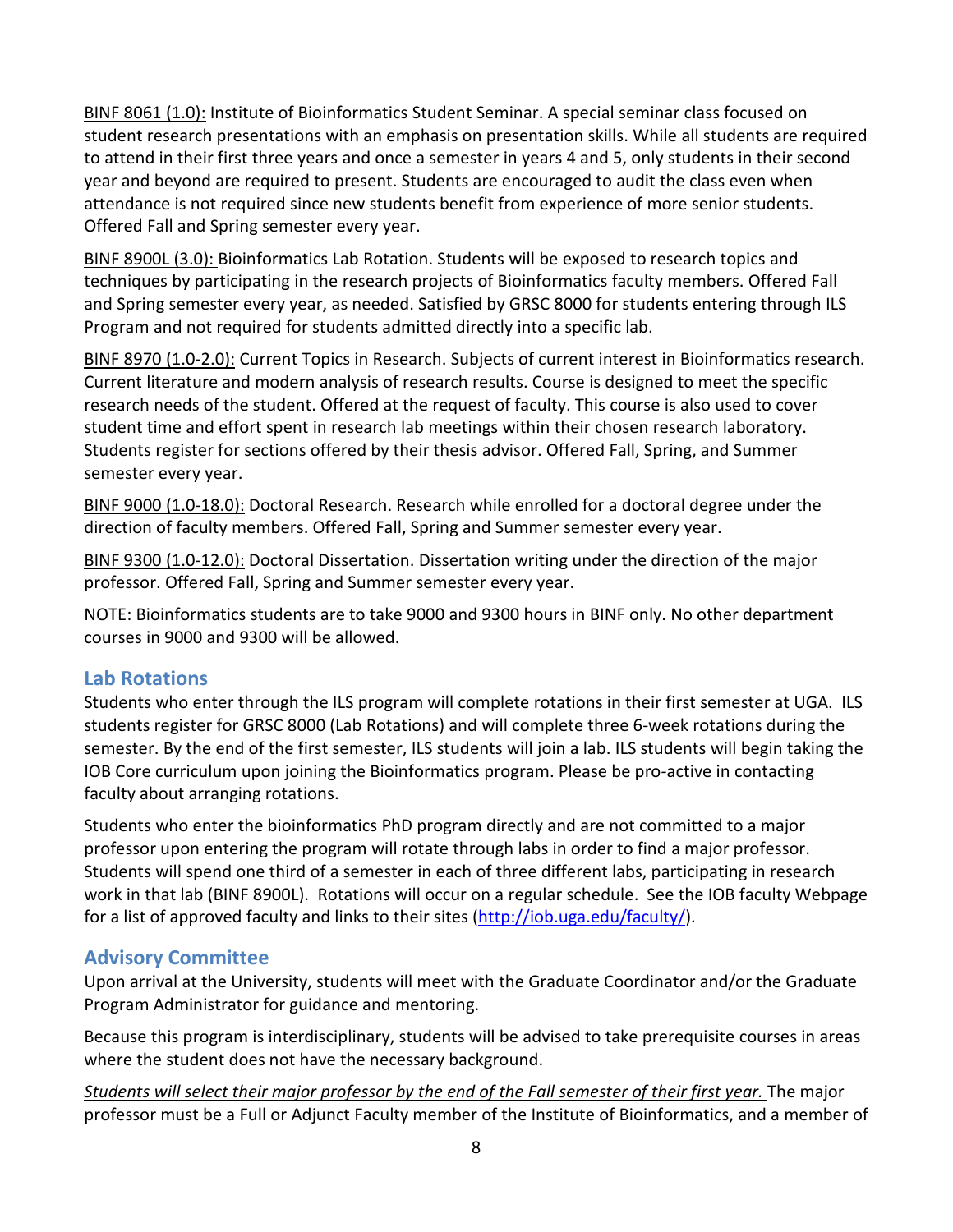<u>BINF 8061 (1.0):</u> Institute of Bioinformatics Student Seminar. A special seminar class focused on student research presentations with an emphasis on presentation skills. While all students are required to attend in their first three years and once a semester in years 4 and 5, only students in their second year and beyond are required to present. Students are encouraged to audit the class even when attendance is not required since new students benefit from experience of more senior students. Offered Fall and Spring semester every year.

<u>BINF 8900L (3.0):</u> Bioinformatics Lab Rotation. Students will be exposed to research topics and techniques by participating in the research projects of Bioinformatics faculty members. Offered Fall and Spring semester every year, as needed. Satisfied by GRSC 8000 for students entering through ILS Program and not required for students admitted directly into a specific lab.

<u>BINF 8970 (1.0-2.0):</u> Current Topics in Research. Subjects of current interest in Bioinformatics research. Current literature and modern analysis of research results. Course is designed to meet the specific research needs of the student. Offered at the request of faculty. This course is also used to cover student time and effort spent in research lab meetings within their chosen research laboratory. Students register for sections offered by their thesis advisor. Offered Fall, Spring, and Summer semester every year.

<u>BINF 9000 (1.0-18.0):</u> Doctoral Research. Research while enrolled for a doctoral degree under the direction of faculty members. Offered Fall, Spring and Summer semester every year.

<u>BINF 9300 (1.0-12.0):</u> Doctoral Dissertation. Dissertation writing under the direction of the major professor. Offered Fall, Spring and Summer semester every year.

NOTE: Bioinformatics students are to take 9000 and 9300 hours in BINF only. No other department courses in 9000 and 9300 will be allowed.

## Lab Rotations

Students who enter through the ILS program will complete rotations in their first semester at UGA. ILS students register for GRSC 8000 (Lab Rotations) and will complete three 6-week rotations during the semester. By the end of the first semester, ILS students will join a lab. ILS students will begin taking the IOB Core curriculum upon joining the Bioinformatics program. Please be pro-active in contacting faculty about arranging rotations.

Students who enter the bioinformatics PhD program directly and are not committed to a major professor upon entering the program will rotate through labs in order to find a major professor. Students will spend one third of a semester in each of three different labs, participating in research work in that lab (BINF 8900L). Rotations will occur on a regular schedule. See the IOB faculty Webpage for a list of approved faculty and links to their sites ([http://iob.uga.edu/faculty/](http://iob.uga.edu/faculty/)).

## Advisory Committee

Upon arrival at the University, students will meet with the Graduate Coordinator and/or the Graduate Program Administrator for guidance and mentoring.

Because this program is interdisciplinary, students will be advised to take prerequisite courses in areas where the student does not have the necessary background.

<u>*Students will select their major professor by the end of the Fall semester of their first year.*</u> The major professor must be a Full or Adjunct Faculty member of the Institute of Bioinformatics, and a member of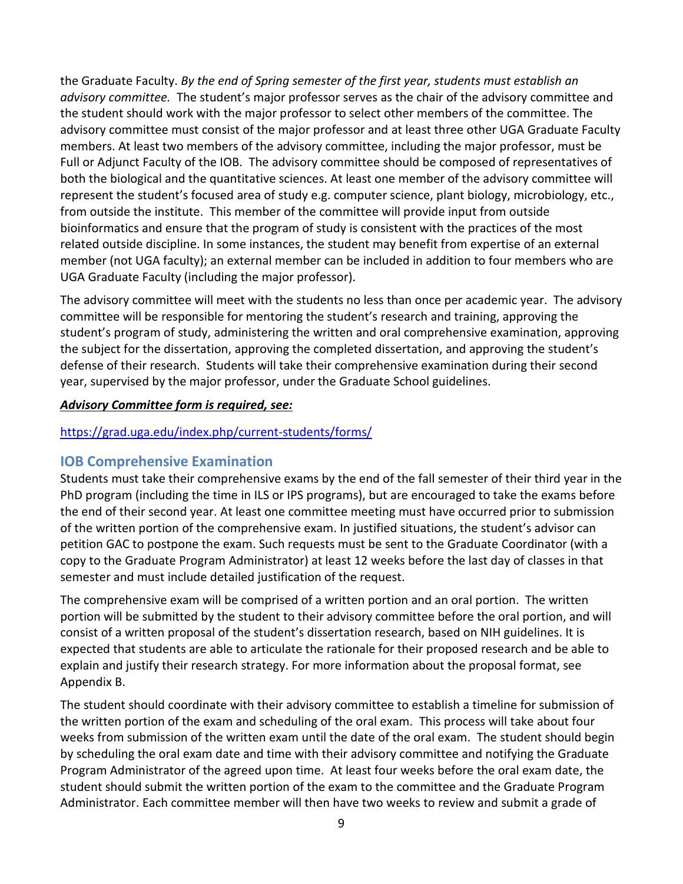the Graduate Faculty. *By the end of Spring semester of the first year, students must establish an advisory committee.* The student's major professor serves as the chair of the advisory committee and the student should work with the major professor to select other members of the committee. The advisory committee must consist of the major professor and at least three other UGA Graduate Faculty members. At least two members of the advisory committee, including the major professor, must be Full or Adjunct Faculty of the IOB. The advisory committee should be composed of representatives of both the biological and the quantitative sciences. At least one member of the advisory committee will represent the student's focused area of study e.g. computer science, plant biology, microbiology, etc., from outside the institute. This member of the committee will provide input from outside bioinformatics and ensure that the program of study is consistent with the practices of the most related outside discipline. In some instances, the student may benefit from expertise of an external member (not UGA faculty); an external member can be included in addition to four members who are UGA Graduate Faculty (including the major professor).

The advisory committee will meet with the students no less than once per academic year. The advisory committee will be responsible for mentoring the student's research and training, approving the student's program of study, administering the written and oral comprehensive examination, approving the subject for the dissertation, approving the completed dissertation, and approving the student's defense of their research. Students will take their comprehensive examination during their second year, supervised by the major professor, under the Graduate School guidelines.

***Advisory Committee form is required, see:***

https://grad.uga.edu/index.php/current-students/forms/

## IOB Comprehensive Examination

Students must take their comprehensive exams by the end of the fall semester of their third year in the PhD program (including the time in ILS or IPS programs), but are encouraged to take the exams before the end of their second year. At least one committee meeting must have occurred prior to submission of the written portion of the comprehensive exam. In justified situations, the student's advisor can petition GAC to postpone the exam. Such requests must be sent to the Graduate Coordinator (with a copy to the Graduate Program Administrator) at least 12 weeks before the last day of classes in that semester and must include detailed justification of the request.

The comprehensive exam will be comprised of a written portion and an oral portion. The written portion will be submitted by the student to their advisory committee before the oral portion, and will consist of a written proposal of the student's dissertation research, based on NIH guidelines. It is expected that students are able to articulate the rationale for their proposed research and be able to explain and justify their research strategy. For more information about the proposal format, see Appendix B.

The student should coordinate with their advisory committee to establish a timeline for submission of the written portion of the exam and scheduling of the oral exam. This process will take about four weeks from submission of the written exam until the date of the oral exam. The student should begin by scheduling the oral exam date and time with their advisory committee and notifying the Graduate Program Administrator of the agreed upon time. At least four weeks before the oral exam date, the student should submit the written portion of the exam to the committee and the Graduate Program Administrator. Each committee member will then have two weeks to review and submit a grade of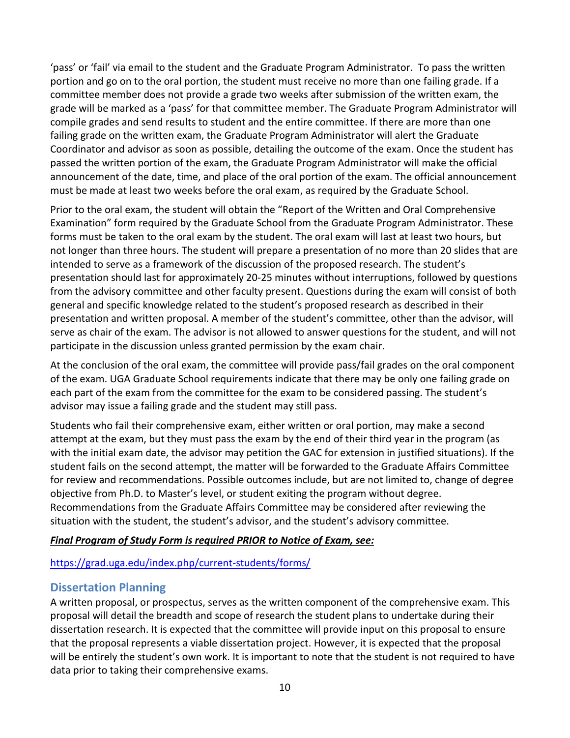'pass' or 'fail' via email to the student and the Graduate Program Administrator. To pass the written portion and go on to the oral portion, the student must receive no more than one failing grade. If a committee member does not provide a grade two weeks after submission of the written exam, the grade will be marked as a 'pass' for that committee member. The Graduate Program Administrator will compile grades and send results to student and the entire committee. If there are more than one failing grade on the written exam, the Graduate Program Administrator will alert the Graduate Coordinator and advisor as soon as possible, detailing the outcome of the exam. Once the student has passed the written portion of the exam, the Graduate Program Administrator will make the official announcement of the date, time, and place of the oral portion of the exam. The official announcement must be made at least two weeks before the oral exam, as required by the Graduate School.

Prior to the oral exam, the student will obtain the "Report of the Written and Oral Comprehensive Examination" form required by the Graduate School from the Graduate Program Administrator. These forms must be taken to the oral exam by the student. The oral exam will last at least two hours, but not longer than three hours. The student will prepare a presentation of no more than 20 slides that are intended to serve as a framework of the discussion of the proposed research. The student's presentation should last for approximately 20-25 minutes without interruptions, followed by questions from the advisory committee and other faculty present. Questions during the exam will consist of both general and specific knowledge related to the student's proposed research as described in their presentation and written proposal. A member of the student's committee, other than the advisor, will serve as chair of the exam. The advisor is not allowed to answer questions for the student, and will not participate in the discussion unless granted permission by the exam chair.

At the conclusion of the oral exam, the committee will provide pass/fail grades on the oral component of the exam. UGA Graduate School requirements indicate that there may be only one failing grade on each part of the exam from the committee for the exam to be considered passing. The student's advisor may issue a failing grade and the student may still pass.

Students who fail their comprehensive exam, either written or oral portion, may make a second attempt at the exam, but they must pass the exam by the end of their third year in the program (as with the initial exam date, the advisor may petition the GAC for extension in justified situations). If the student fails on the second attempt, the matter will be forwarded to the Graduate Affairs Committee for review and recommendations. Possible outcomes include, but are not limited to, change of degree objective from Ph.D. to Master's level, or student exiting the program without degree. Recommendations from the Graduate Affairs Committee may be considered after reviewing the situation with the student, the student's advisor, and the student's advisory committee.

***Final Program of Study Form is required PRIOR to Notice of Exam, see:***

https://grad.uga.edu/index.php/current-students/forms/

## Dissertation Planning

A written proposal, or prospectus, serves as the written component of the comprehensive exam. This proposal will detail the breadth and scope of research the student plans to undertake during their dissertation research. It is expected that the committee will provide input on this proposal to ensure that the proposal represents a viable dissertation project. However, it is expected that the proposal will be entirely the student's own work. It is important to note that the student is not required to have data prior to taking their comprehensive exams.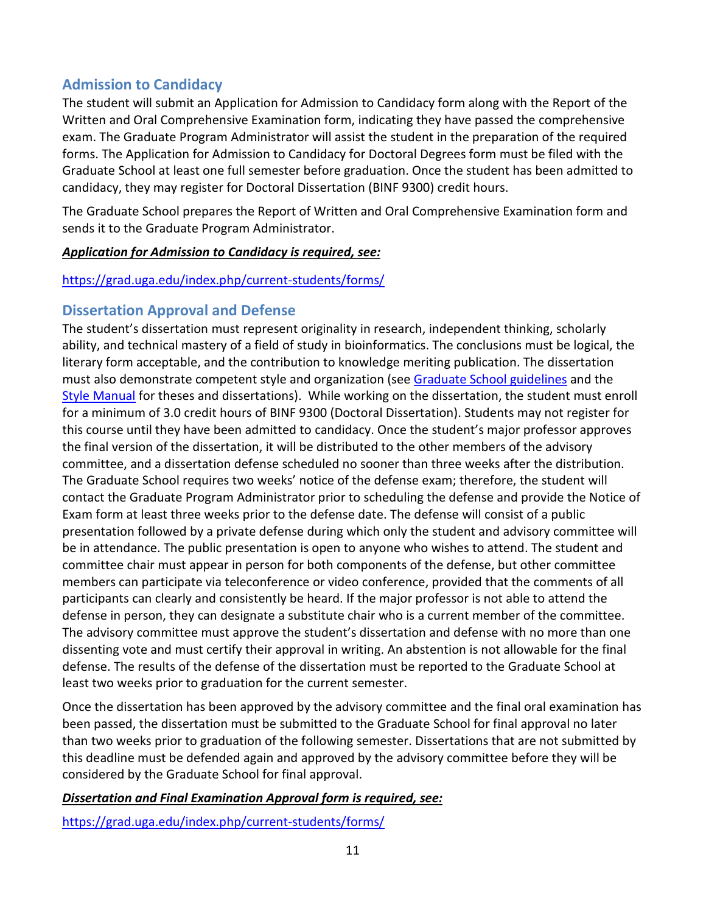## Admission to Candidacy

The student will submit an Application for Admission to Candidacy form along with the Report of the Written and Oral Comprehensive Examination form, indicating they have passed the comprehensive exam. The Graduate Program Administrator will assist the student in the preparation of the required forms. The Application for Admission to Candidacy for Doctoral Degrees form must be filed with the Graduate School at least one full semester before graduation. Once the student has been admitted to candidacy, they may register for Doctoral Dissertation (BINF 9300) credit hours.

The Graduate School prepares the Report of Written and Oral Comprehensive Examination form and sends it to the Graduate Program Administrator.

***Application for Admission to Candidacy is required, see:***

[https://grad.uga.edu/index.php/current-students/forms/](https://grad.uga.edu/index.php/current-students/forms/)

## Dissertation Approval and Defense

The student's dissertation must represent originality in research, independent thinking, scholarly ability, and technical mastery of a field of study in bioinformatics. The conclusions must be logical, the literary form acceptable, and the contribution to knowledge meriting publication. The dissertation must also demonstrate competent style and organization (see [Graduate School guidelines]() and the [Style Manual]() for theses and dissertations). While working on the dissertation, the student must enroll for a minimum of 3.0 credit hours of BINF 9300 (Doctoral Dissertation). Students may not register for this course until they have been admitted to candidacy. Once the student's major professor approves the final version of the dissertation, it will be distributed to the other members of the advisory committee, and a dissertation defense scheduled no sooner than three weeks after the distribution. The Graduate School requires two weeks' notice of the defense exam; therefore, the student will contact the Graduate Program Administrator prior to scheduling the defense and provide the Notice of Exam form at least three weeks prior to the defense date. The defense will consist of a public presentation followed by a private defense during which only the student and advisory committee will be in attendance. The public presentation is open to anyone who wishes to attend. The student and committee chair must appear in person for both components of the defense, but other committee members can participate via teleconference or video conference, provided that the comments of all participants can clearly and consistently be heard. If the major professor is not able to attend the defense in person, they can designate a substitute chair who is a current member of the committee. The advisory committee must approve the student's dissertation and defense with no more than one dissenting vote and must certify their approval in writing. An abstention is not allowable for the final defense. The results of the defense of the dissertation must be reported to the Graduate School at least two weeks prior to graduation for the current semester.

Once the dissertation has been approved by the advisory committee and the final oral examination has been passed, the dissertation must be submitted to the Graduate School for final approval no later than two weeks prior to graduation of the following semester. Dissertations that are not submitted by this deadline must be defended again and approved by the advisory committee before they will be considered by the Graduate School for final approval.

***Dissertation and Final Examination Approval form is required, see:***

[https://grad.uga.edu/index.php/current-students/forms/](https://grad.uga.edu/index.php/current-students/forms/)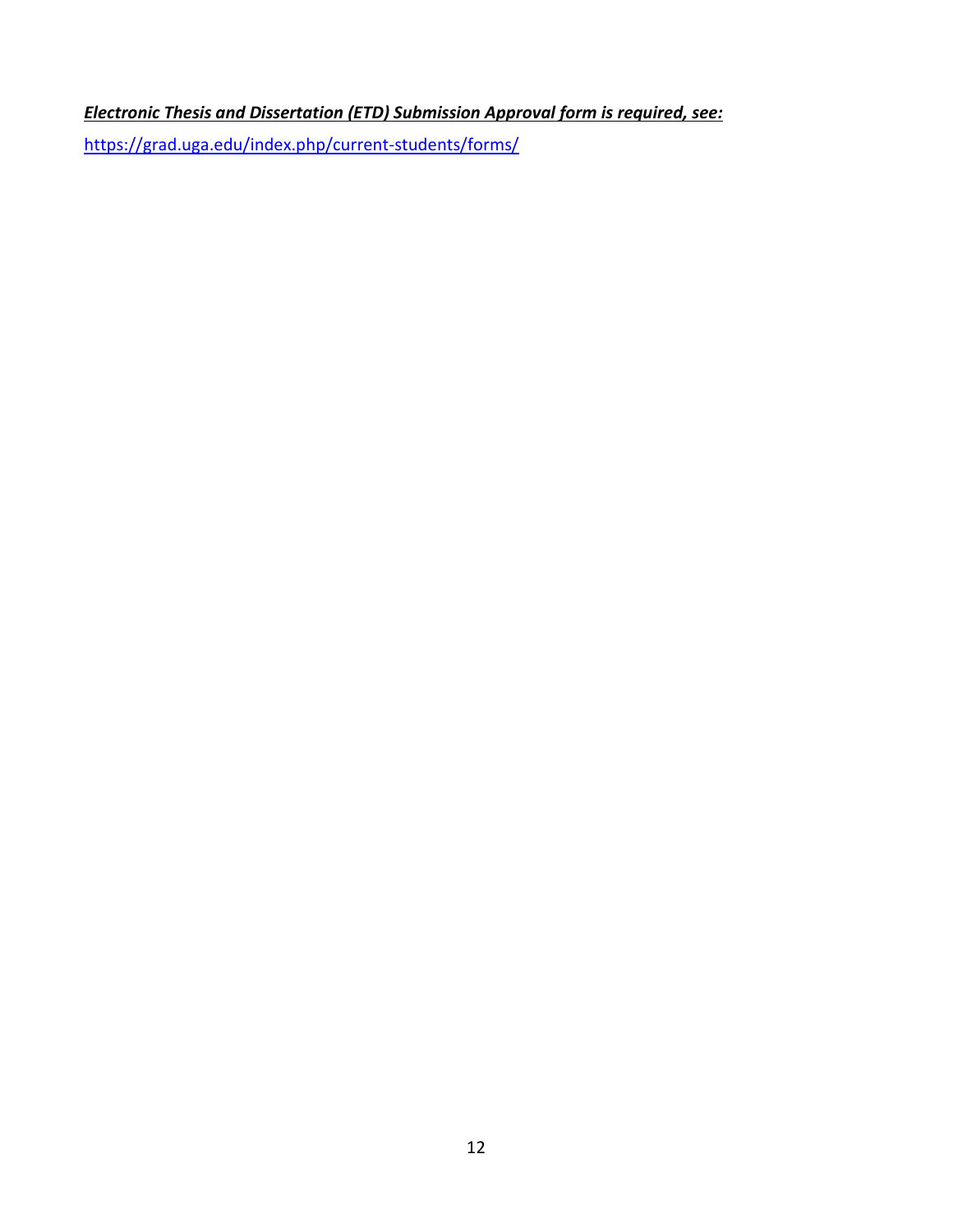***Electronic Thesis and Dissertation (ETD) Submission Approval form is required, see:***

https://grad.uga.edu/index.php/current-students/forms/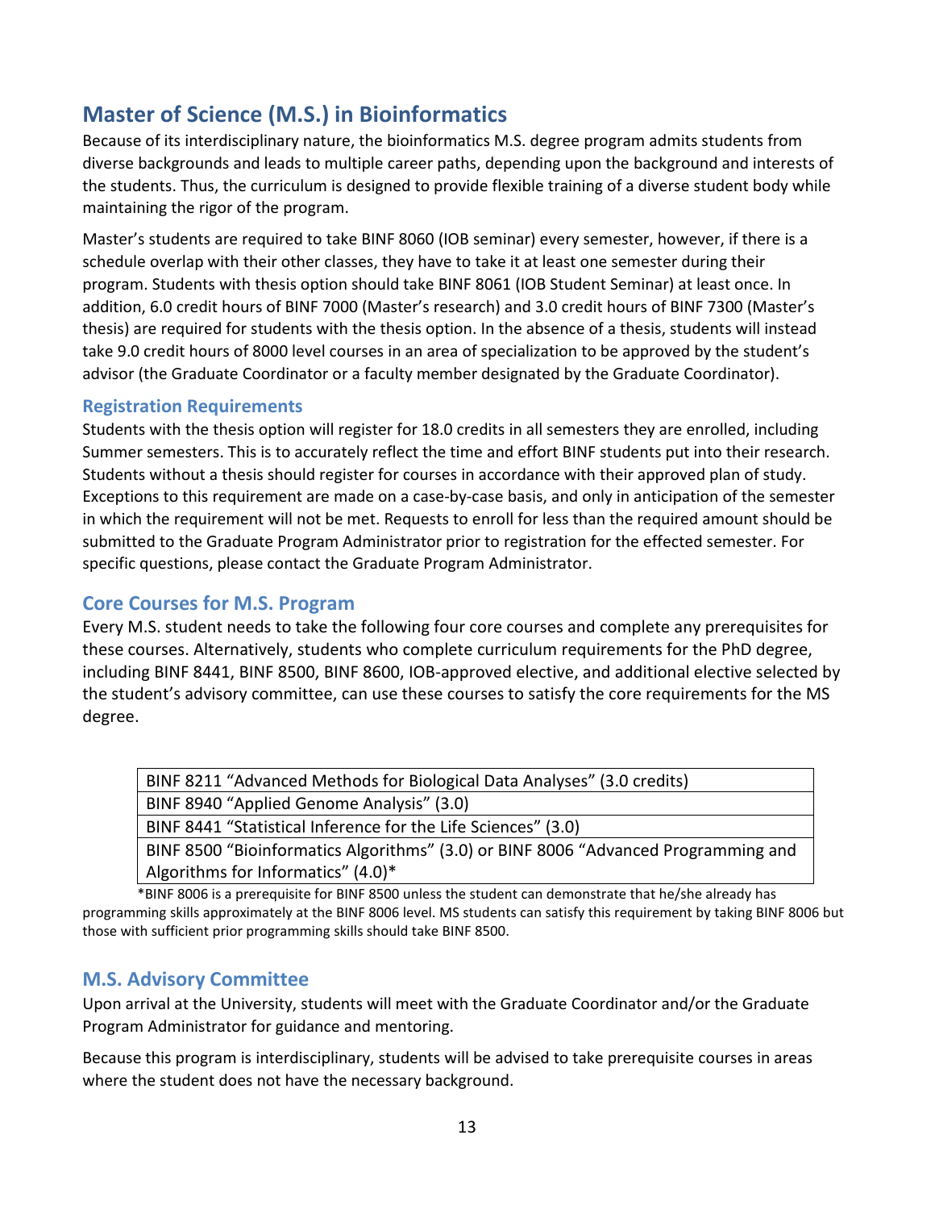## Master of Science (M.S.) in Bioinformatics

Because of its interdisciplinary nature, the bioinformatics M.S. degree program admits students from diverse backgrounds and leads to multiple career paths, depending upon the background and interests of the students. Thus, the curriculum is designed to provide flexible training of a diverse student body while maintaining the rigor of the program.

Master's students are required to take BINF 8060 (IOB seminar) every semester, however, if there is a schedule overlap with their other classes, they have to take it at least one semester during their program. Students with thesis option should take BINF 8061 (IOB Student Seminar) at least once. In addition, 6.0 credit hours of BINF 7000 (Master's research) and 3.0 credit hours of BINF 7300 (Master's thesis) are required for students with the thesis option. In the absence of a thesis, students will instead take 9.0 credit hours of 8000 level courses in an area of specialization to be approved by the student's advisor (the Graduate Coordinator or a faculty member designated by the Graduate Coordinator).

### Registration Requirements

Students with the thesis option will register for 18.0 credits in all semesters they are enrolled, including Summer semesters. This is to accurately reflect the time and effort BINF students put into their research. Students without a thesis should register for courses in accordance with their approved plan of study. Exceptions to this requirement are made on a case-by-case basis, and only in anticipation of the semester in which the requirement will not be met. Requests to enroll for less than the required amount should be submitted to the Graduate Program Administrator prior to registration for the effected semester. For specific questions, please contact the Graduate Program Administrator.

### Core Courses for M.S. Program

Every M.S. student needs to take the following four core courses and complete any prerequisites for these courses. Alternatively, students who complete curriculum requirements for the PhD degree, including BINF 8441, BINF 8500, BINF 8600, IOB-approved elective, and additional elective selected by the student's advisory committee, can use these courses to satisfy the core requirements for the MS degree.

| Course |
|---|
| BINF 8211 "Advanced Methods for Biological Data Analyses" (3.0 credits) |
| BINF 8940 "Applied Genome Analysis" (3.0) |
| BINF 8441 "Statistical Inference for the Life Sciences" (3.0) |
| BINF 8500 "Bioinformatics Algorithms" (3.0) or BINF 8006 "Advanced Programming and Algorithms for Informatics" (4.0)* |

*BINF 8006 is a prerequisite for BINF 8500 unless the student can demonstrate that he/she already has programming skills approximately at the BINF 8006 level. MS students can satisfy this requirement by taking BINF 8006 but those with sufficient prior programming skills should take BINF 8500.

### M.S. Advisory Committee

Upon arrival at the University, students will meet with the Graduate Coordinator and/or the Graduate Program Administrator for guidance and mentoring.

Because this program is interdisciplinary, students will be advised to take prerequisite courses in areas where the student does not have the necessary background.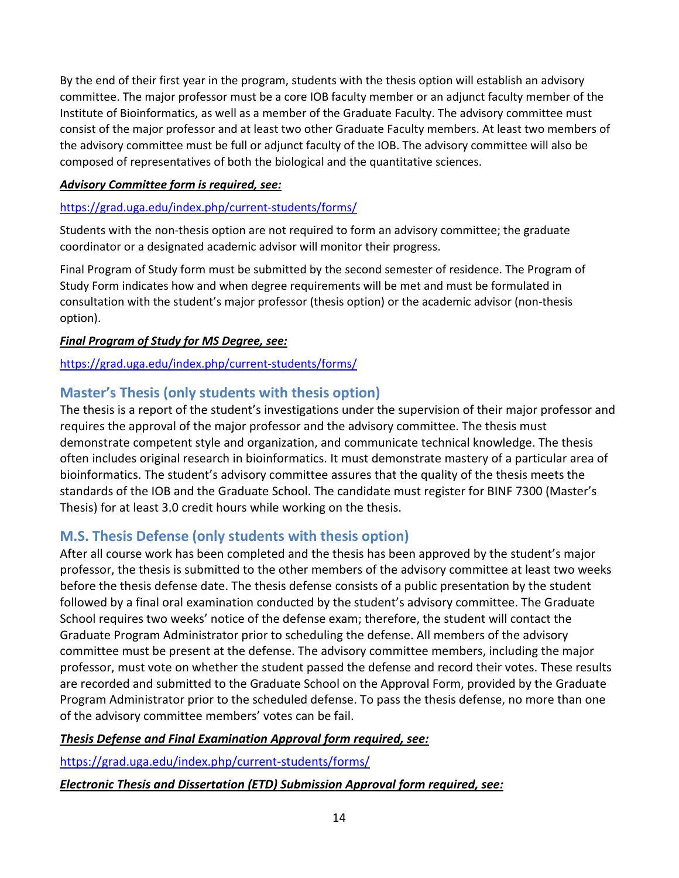By the end of their first year in the program, students with the thesis option will establish an advisory committee. The major professor must be a core IOB faculty member or an adjunct faculty member of the Institute of Bioinformatics, as well as a member of the Graduate Faculty. The advisory committee must consist of the major professor and at least two other Graduate Faculty members. At least two members of the advisory committee must be full or adjunct faculty of the IOB. The advisory committee will also be composed of representatives of both the biological and the quantitative sciences.

***Advisory Committee form is required, see:***

https://grad.uga.edu/index.php/current-students/forms/

Students with the non-thesis option are not required to form an advisory committee; the graduate coordinator or a designated academic advisor will monitor their progress.

Final Program of Study form must be submitted by the second semester of residence. The Program of Study Form indicates how and when degree requirements will be met and must be formulated in consultation with the student's major professor (thesis option) or the academic advisor (non-thesis option).

***Final Program of Study for MS Degree, see:***

https://grad.uga.edu/index.php/current-students/forms/

## Master's Thesis (only students with thesis option)

The thesis is a report of the student's investigations under the supervision of their major professor and requires the approval of the major professor and the advisory committee. The thesis must demonstrate competent style and organization, and communicate technical knowledge. The thesis often includes original research in bioinformatics. It must demonstrate mastery of a particular area of bioinformatics. The student's advisory committee assures that the quality of the thesis meets the standards of the IOB and the Graduate School. The candidate must register for BINF 7300 (Master's Thesis) for at least 3.0 credit hours while working on the thesis.

## M.S. Thesis Defense (only students with thesis option)

After all course work has been completed and the thesis has been approved by the student's major professor, the thesis is submitted to the other members of the advisory committee at least two weeks before the thesis defense date. The thesis defense consists of a public presentation by the student followed by a final oral examination conducted by the student's advisory committee. The Graduate School requires two weeks' notice of the defense exam; therefore, the student will contact the Graduate Program Administrator prior to scheduling the defense. All members of the advisory committee must be present at the defense. The advisory committee members, including the major professor, must vote on whether the student passed the defense and record their votes. These results are recorded and submitted to the Graduate School on the Approval Form, provided by the Graduate Program Administrator prior to the scheduled defense. To pass the thesis defense, no more than one of the advisory committee members' votes can be fail.

***Thesis Defense and Final Examination Approval form required, see:***

https://grad.uga.edu/index.php/current-students/forms/

***Electronic Thesis and Dissertation (ETD) Submission Approval form required, see:***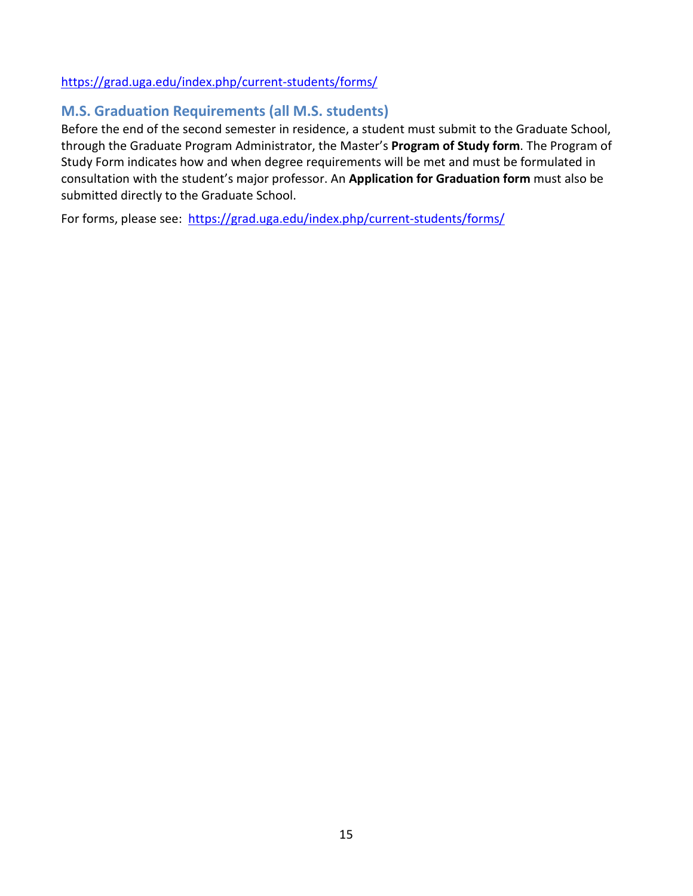https://grad.uga.edu/index.php/current-students/forms/

## M.S. Graduation Requirements (all M.S. students)

Before the end of the second semester in residence, a student must submit to the Graduate School, through the Graduate Program Administrator, the Master's **Program of Study form**. The Program of Study Form indicates how and when degree requirements will be met and must be formulated in consultation with the student's major professor. An **Application for Graduation form** must also be submitted directly to the Graduate School.

For forms, please see: https://grad.uga.edu/index.php/current-students/forms/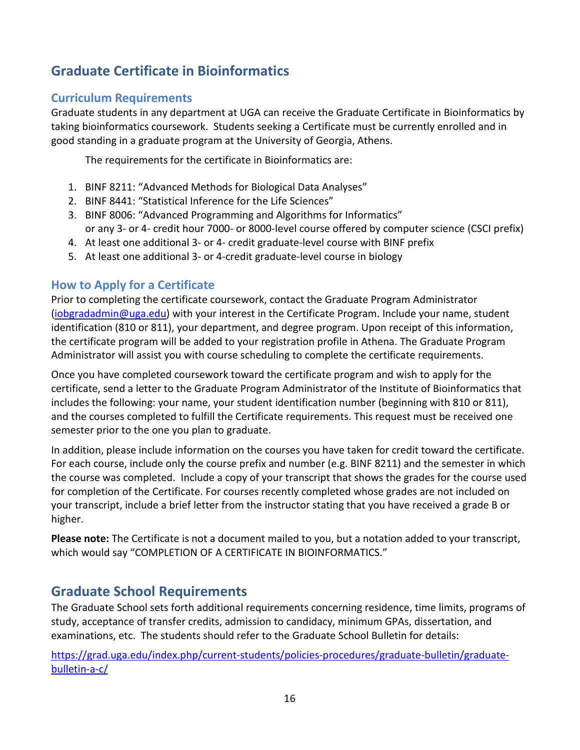## Graduate Certificate in Bioinformatics

### Curriculum Requirements

Graduate students in any department at UGA can receive the Graduate Certificate in Bioinformatics by taking bioinformatics coursework. Students seeking a Certificate must be currently enrolled and in good standing in a graduate program at the University of Georgia, Athens.

The requirements for the certificate in Bioinformatics are:

1. BINF 8211: "Advanced Methods for Biological Data Analyses"
2. BINF 8441: "Statistical Inference for the Life Sciences"
3. BINF 8006: "Advanced Programming and Algorithms for Informatics"
   or any 3- or 4- credit hour 7000- or 8000-level course offered by computer science (CSCI prefix)
4. At least one additional 3- or 4- credit graduate-level course with BINF prefix
5. At least one additional 3- or 4-credit graduate-level course in biology

### How to Apply for a Certificate

Prior to completing the certificate coursework, contact the Graduate Program Administrator (iobgradadmin@uga.edu) with your interest in the Certificate Program. Include your name, student identification (810 or 811), your department, and degree program. Upon receipt of this information, the certificate program will be added to your registration profile in Athena. The Graduate Program Administrator will assist you with course scheduling to complete the certificate requirements.

Once you have completed coursework toward the certificate program and wish to apply for the certificate, send a letter to the Graduate Program Administrator of the Institute of Bioinformatics that includes the following: your name, your student identification number (beginning with 810 or 811), and the courses completed to fulfill the Certificate requirements. This request must be received one semester prior to the one you plan to graduate.

In addition, please include information on the courses you have taken for credit toward the certificate. For each course, include only the course prefix and number (e.g. BINF 8211) and the semester in which the course was completed. Include a copy of your transcript that shows the grades for the course used for completion of the Certificate. For courses recently completed whose grades are not included on your transcript, include a brief letter from the instructor stating that you have received a grade B or higher.

**Please note:** The Certificate is not a document mailed to you, but a notation added to your transcript, which would say "COMPLETION OF A CERTIFICATE IN BIOINFORMATICS."

## Graduate School Requirements

The Graduate School sets forth additional requirements concerning residence, time limits, programs of study, acceptance of transfer credits, admission to candidacy, minimum GPAs, dissertation, and examinations, etc. The students should refer to the Graduate School Bulletin for details:

https://grad.uga.edu/index.php/current-students/policies-procedures/graduate-bulletin/graduate-bulletin-a-c/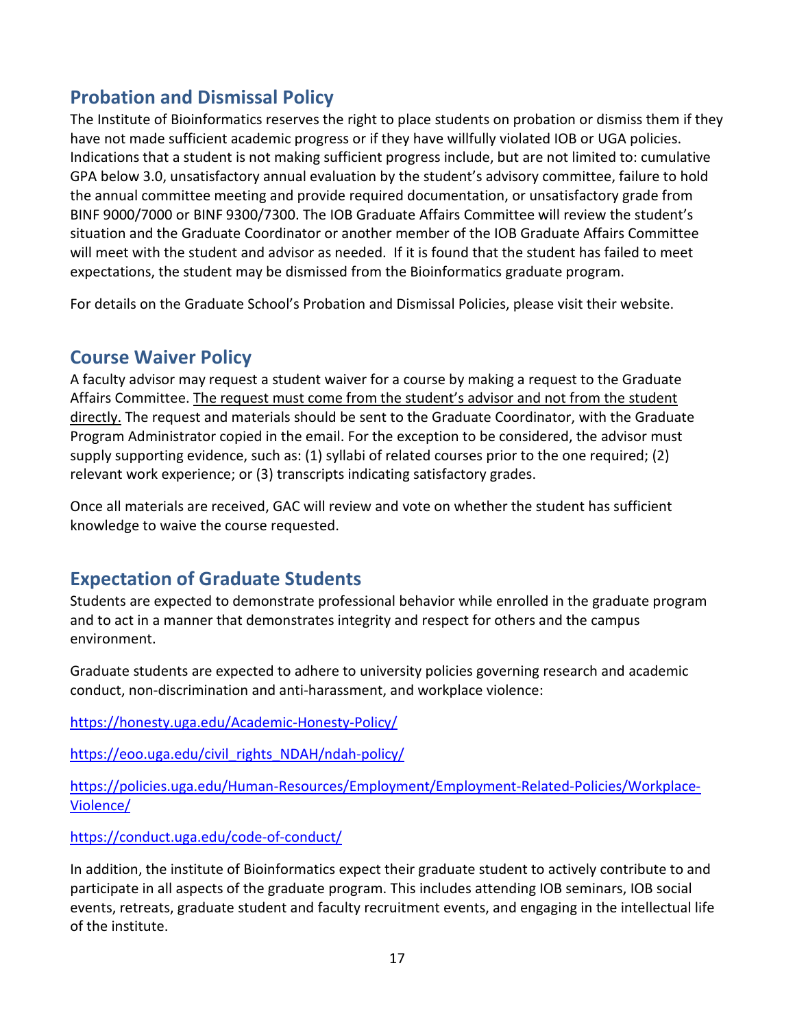## Probation and Dismissal Policy

The Institute of Bioinformatics reserves the right to place students on probation or dismiss them if they have not made sufficient academic progress or if they have willfully violated IOB or UGA policies. Indications that a student is not making sufficient progress include, but are not limited to: cumulative GPA below 3.0, unsatisfactory annual evaluation by the student's advisory committee, failure to hold the annual committee meeting and provide required documentation, or unsatisfactory grade from BINF 9000/7000 or BINF 9300/7300. The IOB Graduate Affairs Committee will review the student's situation and the Graduate Coordinator or another member of the IOB Graduate Affairs Committee will meet with the student and advisor as needed. If it is found that the student has failed to meet expectations, the student may be dismissed from the Bioinformatics graduate program.

For details on the Graduate School's Probation and Dismissal Policies, please visit their website.

## Course Waiver Policy

A faculty advisor may request a student waiver for a course by making a request to the Graduate Affairs Committee. <u>The request must come from the student's advisor and not from the student directly.</u> The request and materials should be sent to the Graduate Coordinator, with the Graduate Program Administrator copied in the email. For the exception to be considered, the advisor must supply supporting evidence, such as: (1) syllabi of related courses prior to the one required; (2) relevant work experience; or (3) transcripts indicating satisfactory grades.

Once all materials are received, GAC will review and vote on whether the student has sufficient knowledge to waive the course requested.

## Expectation of Graduate Students

Students are expected to demonstrate professional behavior while enrolled in the graduate program and to act in a manner that demonstrates integrity and respect for others and the campus environment.

Graduate students are expected to adhere to university policies governing research and academic conduct, non-discrimination and anti-harassment, and workplace violence:

https://honesty.uga.edu/Academic-Honesty-Policy/

https://eoo.uga.edu/civil_rights_NDAH/ndah-policy/

https://policies.uga.edu/Human-Resources/Employment/Employment-Related-Policies/Workplace-Violence/

https://conduct.uga.edu/code-of-conduct/

In addition, the institute of Bioinformatics expect their graduate student to actively contribute to and participate in all aspects of the graduate program. This includes attending IOB seminars, IOB social events, retreats, graduate student and faculty recruitment events, and engaging in the intellectual life of the institute.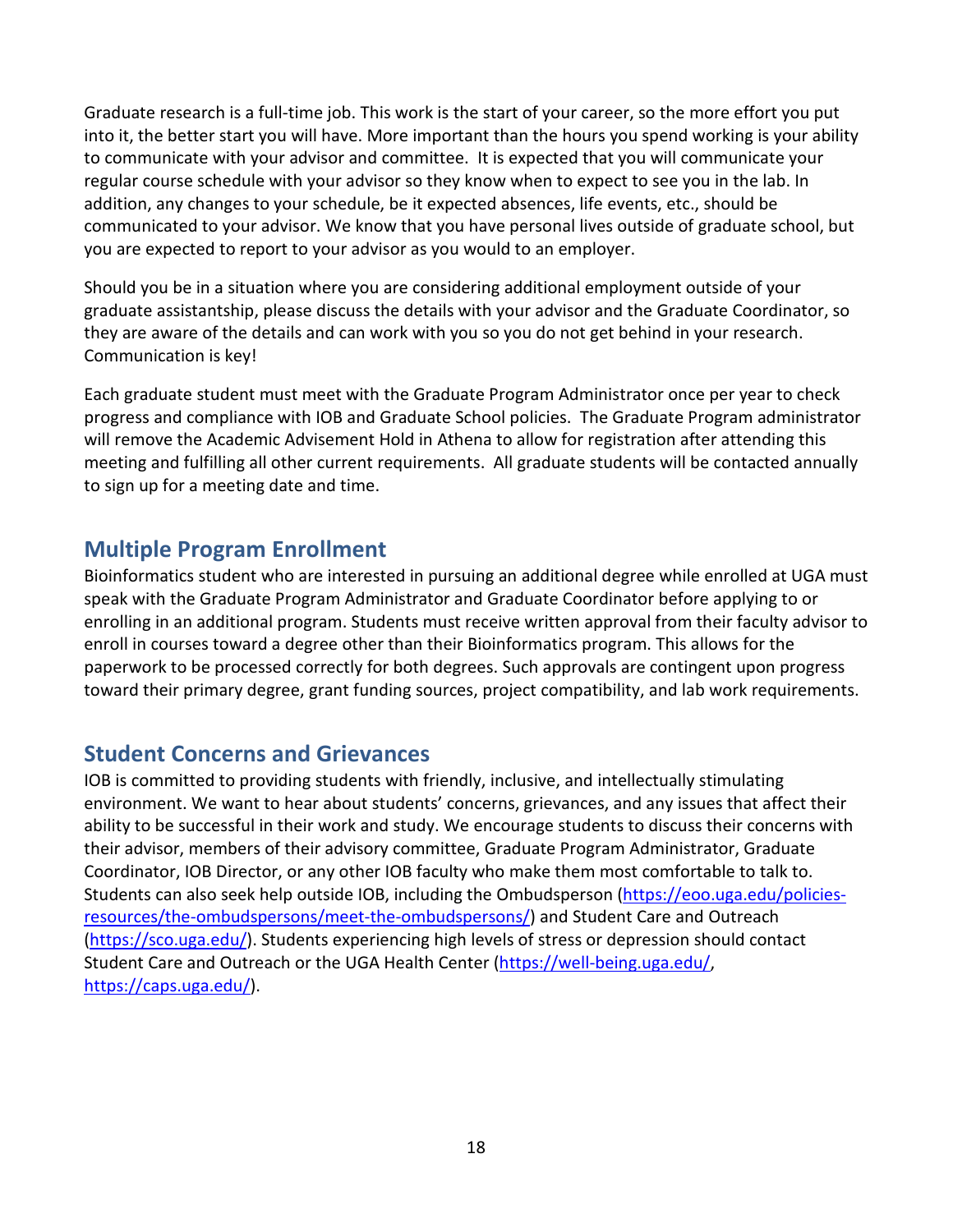Graduate research is a full-time job. This work is the start of your career, so the more effort you put into it, the better start you will have. More important than the hours you spend working is your ability to communicate with your advisor and committee. It is expected that you will communicate your regular course schedule with your advisor so they know when to expect to see you in the lab. In addition, any changes to your schedule, be it expected absences, life events, etc., should be communicated to your advisor. We know that you have personal lives outside of graduate school, but you are expected to report to your advisor as you would to an employer.

Should you be in a situation where you are considering additional employment outside of your graduate assistantship, please discuss the details with your advisor and the Graduate Coordinator, so they are aware of the details and can work with you so you do not get behind in your research. Communication is key!

Each graduate student must meet with the Graduate Program Administrator once per year to check progress and compliance with IOB and Graduate School policies. The Graduate Program administrator will remove the Academic Advisement Hold in Athena to allow for registration after attending this meeting and fulfilling all other current requirements. All graduate students will be contacted annually to sign up for a meeting date and time.

## Multiple Program Enrollment

Bioinformatics student who are interested in pursuing an additional degree while enrolled at UGA must speak with the Graduate Program Administrator and Graduate Coordinator before applying to or enrolling in an additional program. Students must receive written approval from their faculty advisor to enroll in courses toward a degree other than their Bioinformatics program. This allows for the paperwork to be processed correctly for both degrees. Such approvals are contingent upon progress toward their primary degree, grant funding sources, project compatibility, and lab work requirements.

## Student Concerns and Grievances

IOB is committed to providing students with friendly, inclusive, and intellectually stimulating environment. We want to hear about students' concerns, grievances, and any issues that affect their ability to be successful in their work and study. We encourage students to discuss their concerns with their advisor, members of their advisory committee, Graduate Program Administrator, Graduate Coordinator, IOB Director, or any other IOB faculty who make them most comfortable to talk to. Students can also seek help outside IOB, including the Ombudsperson (https://eoo.uga.edu/policies-resources/the-ombudspersons/meet-the-ombudspersons/) and Student Care and Outreach (https://sco.uga.edu/). Students experiencing high levels of stress or depression should contact Student Care and Outreach or the UGA Health Center (https://well-being.uga.edu/, https://caps.uga.edu/).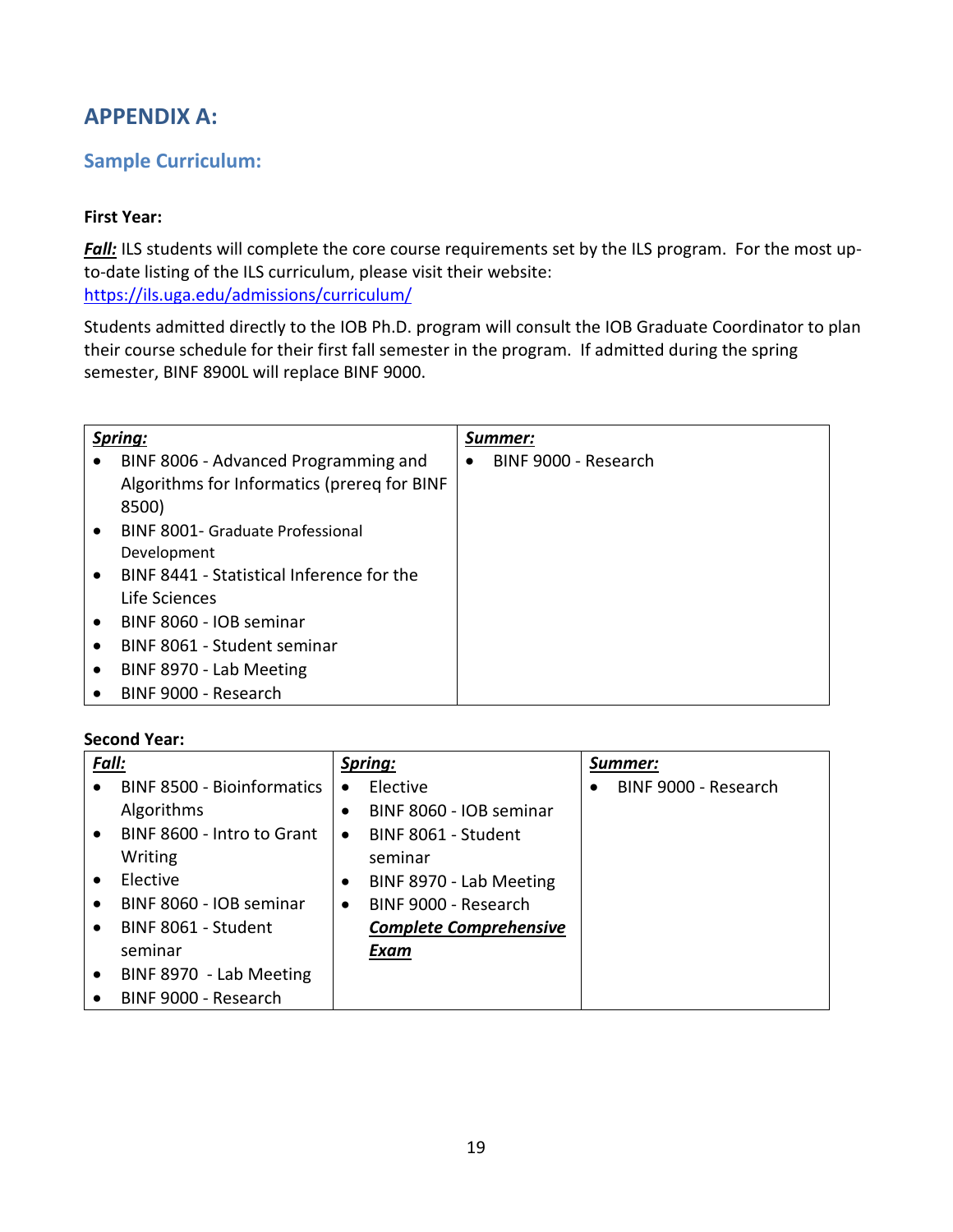## APPENDIX A:

### Sample Curriculum:

**First Year:**

***Fall:*** ILS students will complete the core course requirements set by the ILS program. For the most up-to-date listing of the ILS curriculum, please visit their website: https://ils.uga.edu/admissions/curriculum/

Students admitted directly to the IOB Ph.D. program will consult the IOB Graduate Coordinator to plan their course schedule for their first fall semester in the program. If admitted during the spring semester, BINF 8900L will replace BINF 9000.

| ***Spring:*** | ***Summer:*** |
| --- | --- |
| • BINF 8006 - Advanced Programming and Algorithms for Informatics (prereq for BINF 8500)<br>• BINF 8001- Graduate Professional Development<br>• BINF 8441 - Statistical Inference for the Life Sciences<br>• BINF 8060 - IOB seminar<br>• BINF 8061 - Student seminar<br>• BINF 8970 - Lab Meeting<br>• BINF 9000 - Research | • BINF 9000 - Research |

**Second Year:**

| ***Fall:*** | ***Spring:*** | ***Summer:*** |
| --- | --- | --- |
| • BINF 8500 - Bioinformatics Algorithms<br>• BINF 8600 - Intro to Grant Writing<br>• Elective<br>• BINF 8060 - IOB seminar<br>• BINF 8061 - Student seminar<br>• BINF 8970 - Lab Meeting<br>• BINF 9000 - Research | • Elective<br>• BINF 8060 - IOB seminar<br>• BINF 8061 - Student seminar<br>• BINF 8970 - Lab Meeting<br>• BINF 9000 - Research<br>***Complete Comprehensive Exam*** | • BINF 9000 - Research |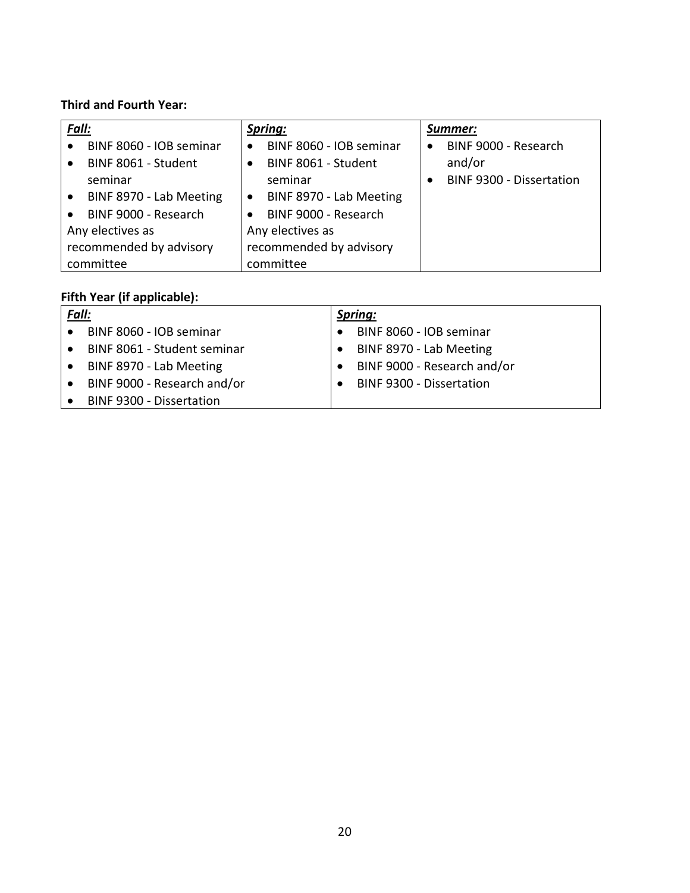**Third and Fourth Year:**

| ***Fall:*** | ***Spring:*** | ***Summer:*** |
| --- | --- | --- |
| • BINF 8060 - IOB seminar<br>• BINF 8061 - Student seminar<br>• BINF 8970 - Lab Meeting<br>• BINF 9000 - Research<br>Any electives as recommended by advisory committee | • BINF 8060 - IOB seminar<br>• BINF 8061 - Student seminar<br>• BINF 8970 - Lab Meeting<br>• BINF 9000 - Research<br>Any electives as recommended by advisory committee | • BINF 9000 - Research and/or<br>• BINF 9300 - Dissertation |

**Fifth Year (if applicable):**

| ***Fall:*** | ***Spring:*** |
| --- | --- |
| • BINF 8060 - IOB seminar<br>• BINF 8061 - Student seminar<br>• BINF 8970 - Lab Meeting<br>• BINF 9000 - Research and/or<br>• BINF 9300 - Dissertation | • BINF 8060 - IOB seminar<br>• BINF 8970 - Lab Meeting<br>• BINF 9000 - Research and/or<br>• BINF 9300 - Dissertation |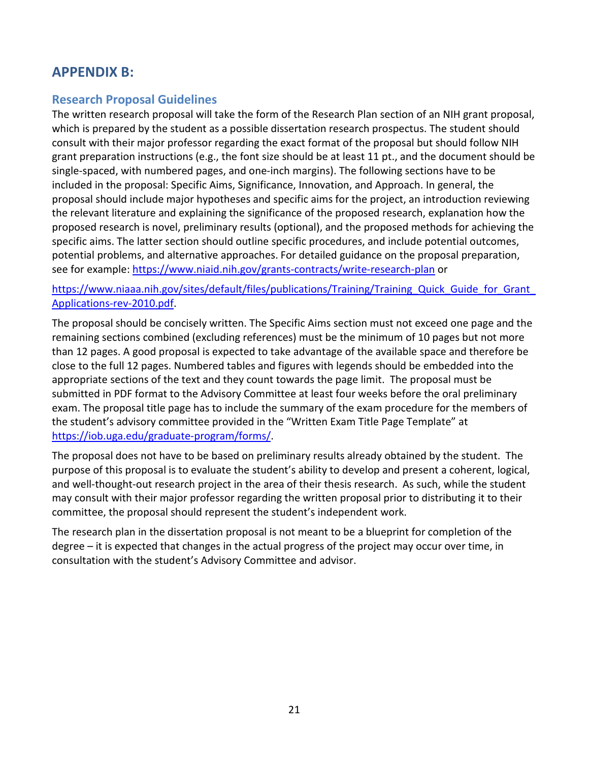## APPENDIX B:

### Research Proposal Guidelines

The written research proposal will take the form of the Research Plan section of an NIH grant proposal, which is prepared by the student as a possible dissertation research prospectus. The student should consult with their major professor regarding the exact format of the proposal but should follow NIH grant preparation instructions (e.g., the font size should be at least 11 pt., and the document should be single-spaced, with numbered pages, and one-inch margins). The following sections have to be included in the proposal: Specific Aims, Significance, Innovation, and Approach. In general, the proposal should include major hypotheses and specific aims for the project, an introduction reviewing the relevant literature and explaining the significance of the proposed research, explanation how the proposed research is novel, preliminary results (optional), and the proposed methods for achieving the specific aims. The latter section should outline specific procedures, and include potential outcomes, potential problems, and alternative approaches. For detailed guidance on the proposal preparation, see for example: https://www.niaid.nih.gov/grants-contracts/write-research-plan or

https://www.niaaa.nih.gov/sites/default/files/publications/Training/Training_Quick_Guide_for_Grant_Applications-rev-2010.pdf.

The proposal should be concisely written. The Specific Aims section must not exceed one page and the remaining sections combined (excluding references) must be the minimum of 10 pages but not more than 12 pages. A good proposal is expected to take advantage of the available space and therefore be close to the full 12 pages. Numbered tables and figures with legends should be embedded into the appropriate sections of the text and they count towards the page limit. The proposal must be submitted in PDF format to the Advisory Committee at least four weeks before the oral preliminary exam. The proposal title page has to include the summary of the exam procedure for the members of the student's advisory committee provided in the "Written Exam Title Page Template" at https://iob.uga.edu/graduate-program/forms/.

The proposal does not have to be based on preliminary results already obtained by the student. The purpose of this proposal is to evaluate the student's ability to develop and present a coherent, logical, and well-thought-out research project in the area of their thesis research. As such, while the student may consult with their major professor regarding the written proposal prior to distributing it to their committee, the proposal should represent the student's independent work.

The research plan in the dissertation proposal is not meant to be a blueprint for completion of the degree – it is expected that changes in the actual progress of the project may occur over time, in consultation with the student's Advisory Committee and advisor.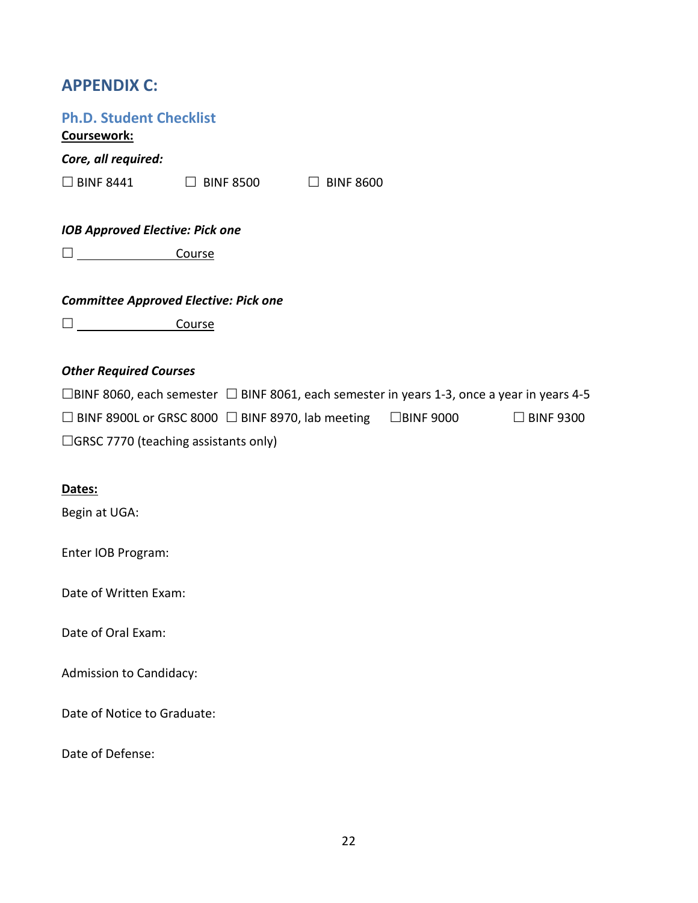# APPENDIX C:

## Ph.D. Student Checklist

**Coursework:**

***Core, all required:***

☐ BINF 8441 ☐ BINF 8500 ☐ BINF 8600

***IOB Approved Elective: Pick one***

☐ ______________ Course

***Committee Approved Elective: Pick one***

☐ ______________ Course

***Other Required Courses***

☐BINF 8060, each semester ☐ BINF 8061, each semester in years 1-3, once a year in years 4-5

☐ BINF 8900L or GRSC 8000 ☐ BINF 8970, lab meeting ☐BINF 9000 ☐ BINF 9300

☐GRSC 7770 (teaching assistants only)

**Dates:**

Begin at UGA:

Enter IOB Program:

Date of Written Exam:

Date of Oral Exam:

Admission to Candidacy:

Date of Notice to Graduate:

Date of Defense: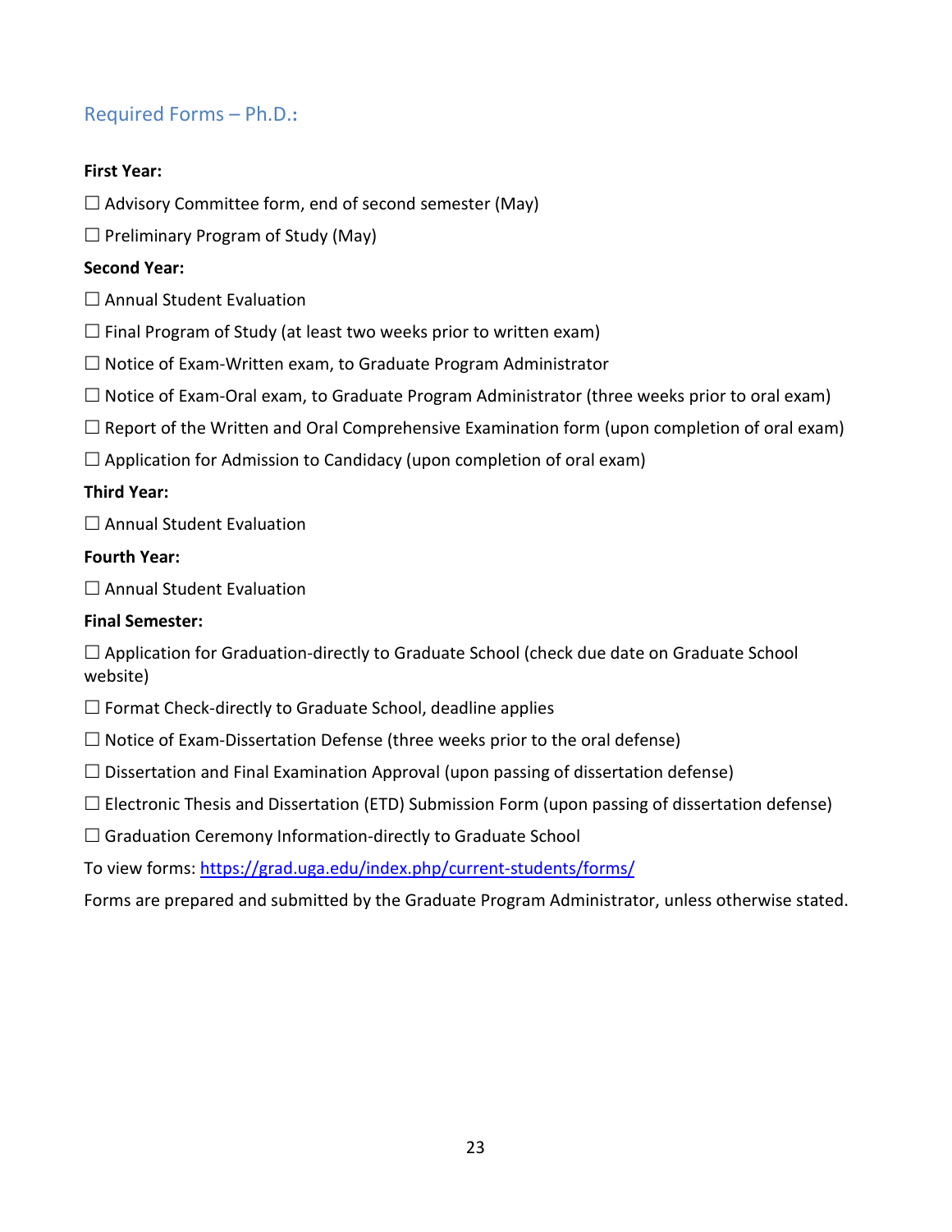## Required Forms – Ph.D.:

**First Year:**

☐ Advisory Committee form, end of second semester (May)

☐ Preliminary Program of Study (May)

**Second Year:**

☐ Annual Student Evaluation

☐ Final Program of Study (at least two weeks prior to written exam)

☐ Notice of Exam-Written exam, to Graduate Program Administrator

☐ Notice of Exam-Oral exam, to Graduate Program Administrator (three weeks prior to oral exam)

☐ Report of the Written and Oral Comprehensive Examination form (upon completion of oral exam)

☐ Application for Admission to Candidacy (upon completion of oral exam)

**Third Year:**

☐ Annual Student Evaluation

**Fourth Year:**

☐ Annual Student Evaluation

**Final Semester:**

☐ Application for Graduation-directly to Graduate School (check due date on Graduate School website)

☐ Format Check-directly to Graduate School, deadline applies

☐ Notice of Exam-Dissertation Defense (three weeks prior to the oral defense)

☐ Dissertation and Final Examination Approval (upon passing of dissertation defense)

☐ Electronic Thesis and Dissertation (ETD) Submission Form (upon passing of dissertation defense)

☐ Graduation Ceremony Information-directly to Graduate School

To view forms: [https://grad.uga.edu/index.php/current-students/forms/](https://grad.uga.edu/index.php/current-students/forms/)

Forms are prepared and submitted by the Graduate Program Administrator, unless otherwise stated.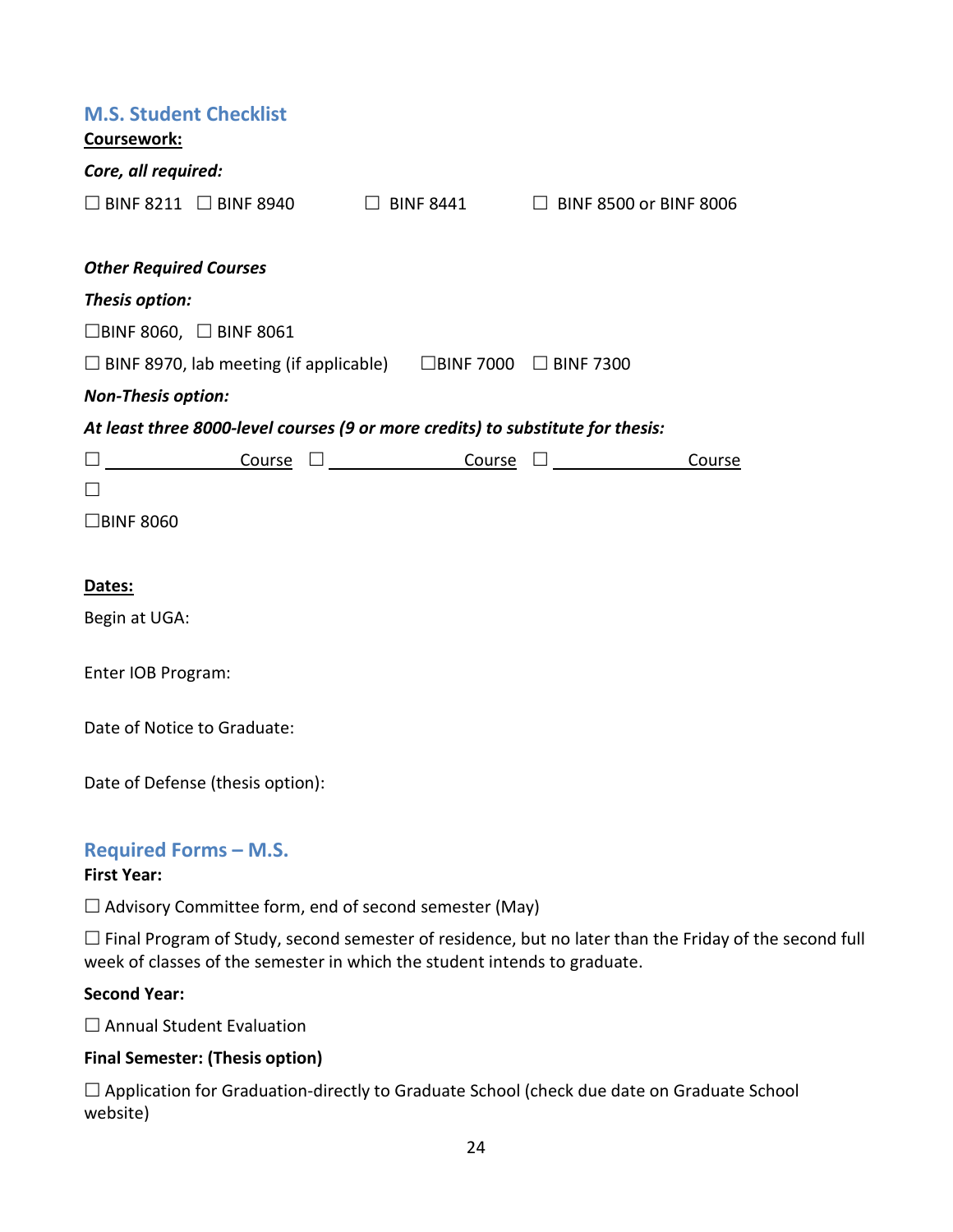## M.S. Student Checklist

**Coursework:**

***Core, all required:***

☐ BINF 8211 ☐ BINF 8940 ☐ BINF 8441 ☐ BINF 8500 or BINF 8006

***Other Required Courses***

***Thesis option:***

☐BINF 8060, ☐ BINF 8061

☐ BINF 8970, lab meeting (if applicable) ☐BINF 7000 ☐ BINF 7300

***Non-Thesis option:***

***At least three 8000-level courses (9 or more credits) to substitute for thesis:***

☐ ______________ Course ☐ ______________ Course ☐ ______________ Course

☐

☐BINF 8060

**Dates:**

Begin at UGA:

Enter IOB Program:

Date of Notice to Graduate:

Date of Defense (thesis option):

## Required Forms – M.S.

**First Year:**

☐ Advisory Committee form, end of second semester (May)

☐ Final Program of Study, second semester of residence, but no later than the Friday of the second full week of classes of the semester in which the student intends to graduate.

**Second Year:**

☐ Annual Student Evaluation

**Final Semester: (Thesis option)**

☐ Application for Graduation-directly to Graduate School (check due date on Graduate School website)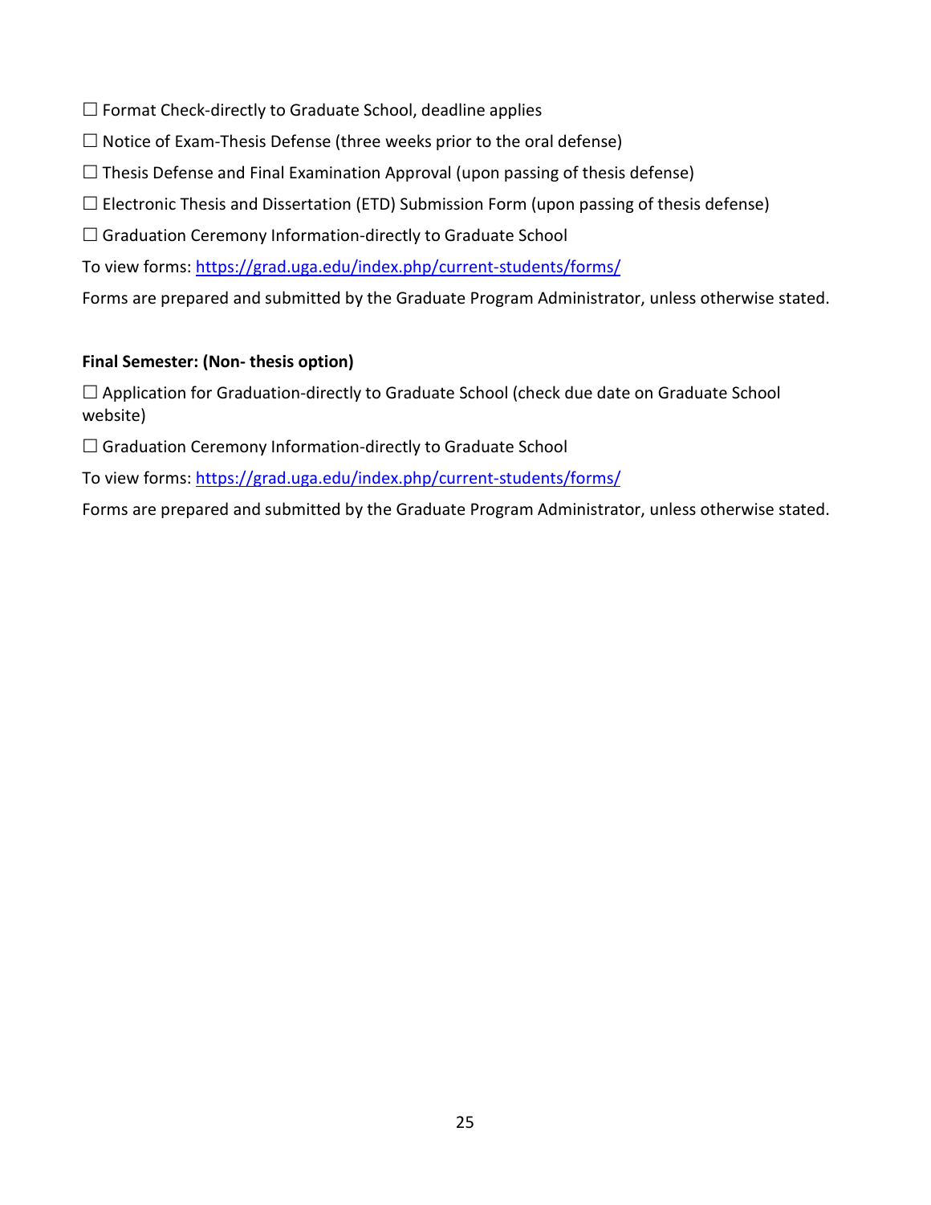☐ Format Check-directly to Graduate School, deadline applies

☐ Notice of Exam-Thesis Defense (three weeks prior to the oral defense)

☐ Thesis Defense and Final Examination Approval (upon passing of thesis defense)

☐ Electronic Thesis and Dissertation (ETD) Submission Form (upon passing of thesis defense)

☐ Graduation Ceremony Information-directly to Graduate School

To view forms: https://grad.uga.edu/index.php/current-students/forms/

Forms are prepared and submitted by the Graduate Program Administrator, unless otherwise stated.

**Final Semester: (Non- thesis option)**

☐ Application for Graduation-directly to Graduate School (check due date on Graduate School website)

☐ Graduation Ceremony Information-directly to Graduate School

To view forms: https://grad.uga.edu/index.php/current-students/forms/

Forms are prepared and submitted by the Graduate Program Administrator, unless otherwise stated.